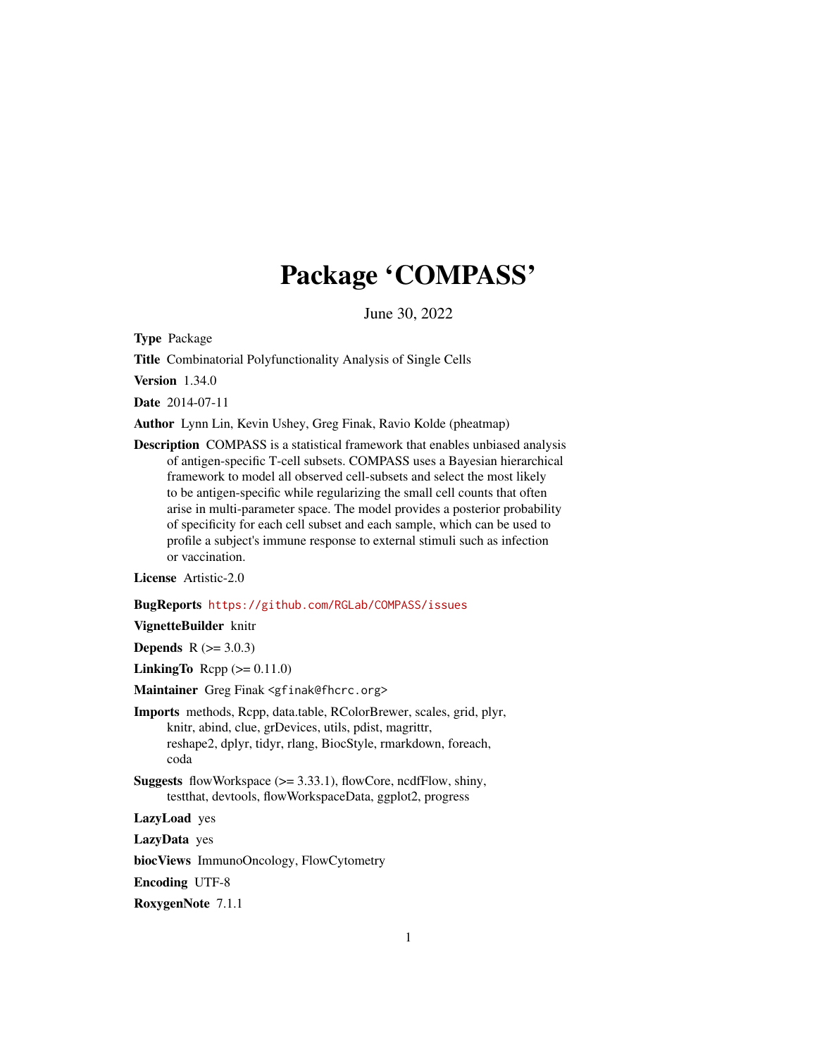# Package 'COMPASS'

June 30, 2022

**Type** Package

**Title** Combinatorial Polyfunctionality Analysis of Single Cells

**Version** 1.34.0

**Date** 2014-07-11

**Author** Lynn Lin, Kevin Ushey, Greg Finak, Ravio Kolde (pheatmap)

**Description** COMPASS is a statistical framework that enables unbiased analysis of antigen-specific T-cell subsets. COMPASS uses a Bayesian hierarchical framework to model all observed cell-subsets and select the most likely to be antigen-specific while regularizing the small cell counts that often arise in multi-parameter space. The model provides a posterior probability of specificity for each cell subset and each sample, which can be used to profile a subject's immune response to external stimuli such as infection or vaccination.

**License** Artistic-2.0

**BugReports** https://github.com/RGLab/COMPASS/issues

**VignetteBuilder** knitr

**Depends** R (>= 3.0.3)

**LinkingTo** Rcpp (>= 0.11.0)

**Maintainer** Greg Finak <gfinak@fhcrc.org>

**Imports** methods, Rcpp, data.table, RColorBrewer, scales, grid, plyr, knitr, abind, clue, grDevices, utils, pdist, magrittr, reshape2, dplyr, tidyr, rlang, BiocStyle, rmarkdown, foreach, coda

**Suggests** flowWorkspace (>= 3.33.1), flowCore, ncdfFlow, shiny, testthat, devtools, flowWorkspaceData, ggplot2, progress

**LazyLoad** yes

**LazyData** yes

**biocViews** ImmunoOncology, FlowCytometry

**Encoding** UTF-8

**RoxygenNote** 7.1.1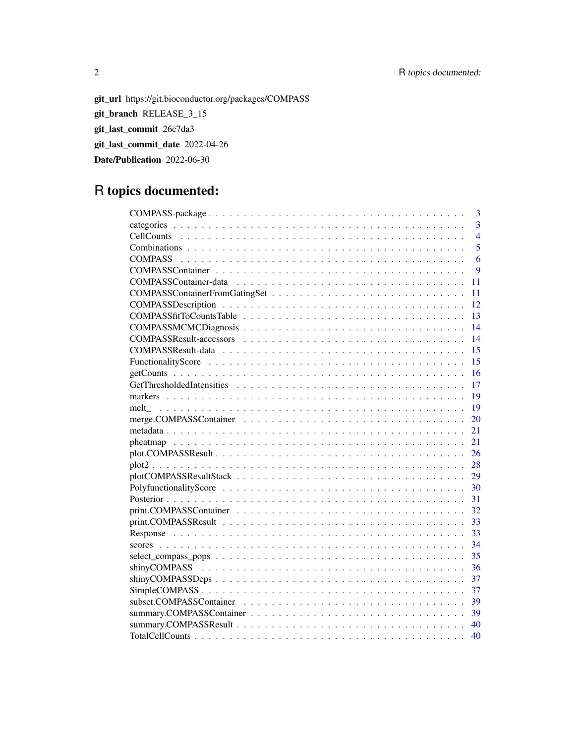**git_url** https://git.bioconductor.org/packages/COMPASS

**git_branch** RELEASE_3_15

**git_last_commit** 26c7da3

**git_last_commit_date** 2022-04-26

**Date/Publication** 2022-06-30

# R topics documented:

| | |
|---|---|
| COMPASS-package | 3 |
| categories | 3 |
| CellCounts | 4 |
| Combinations | 5 |
| COMPASS | 6 |
| COMPASSContainer | 9 |
| COMPASSContainer-data | 11 |
| COMPASSContainerFromGatingSet | 11 |
| COMPASSDescription | 12 |
| COMPASSfitToCountsTable | 13 |
| COMPASSMCMCDiagnosis | 14 |
| COMPASSResult-accessors | 14 |
| COMPASSResult-data | 15 |
| FunctionalityScore | 15 |
| getCounts | 16 |
| GetThresholdedIntensities | 17 |
| markers | 19 |
| melt_ | 19 |
| merge.COMPASSContainer | 20 |
| metadata | 21 |
| pheatmap | 21 |
| plot.COMPASSResult | 26 |
| plot2 | 28 |
| plotCOMPASSResultStack | 29 |
| PolyfunctionalityScore | 30 |
| Posterior | 31 |
| print.COMPASSContainer | 32 |
| print.COMPASSResult | 33 |
| Response | 33 |
| scores | 34 |
| select_compass_pops | 35 |
| shinyCOMPASS | 36 |
| shinyCOMPASSDeps | 37 |
| SimpleCOMPASS | 37 |
| subset.COMPASSContainer | 39 |
| summary.COMPASSContainer | 39 |
| summary.COMPASSResult | 40 |
| TotalCellCounts | 40 |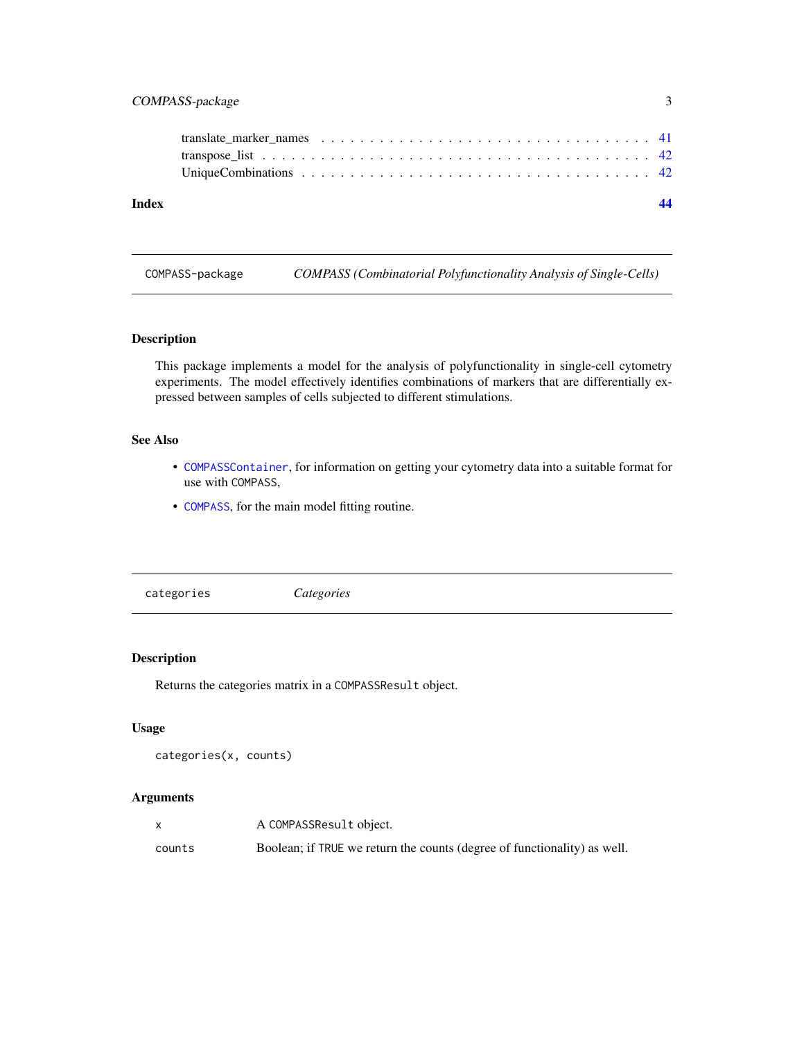translate_marker_names . . . . . . . . . . . . . . . . . . . . . . . . . . . . . . . . . 41
transpose_list . . . . . . . . . . . . . . . . . . . . . . . . . . . . . . . . . . . . . 42
UniqueCombinations . . . . . . . . . . . . . . . . . . . . . . . . . . . . . . . . . . . 42

**Index** **44**

---

`COMPASS-package` *COMPASS (Combinatorial Polyfunctionality Analysis of Single-Cells)*

---

### Description

This package implements a model for the analysis of polyfunctionality in single-cell cytometry experiments. The model effectively identifies combinations of markers that are differentially expressed between samples of cells subjected to different stimulations.

### See Also

- `COMPASSContainer`, for information on getting your cytometry data into a suitable format for use with `COMPASS`,
- `COMPASS`, for the main model fitting routine.

---

`categories` *Categories*

---

### Description

Returns the categories matrix in a `COMPASSResult` object.

### Usage

```
categories(x, counts)
```

### Arguments

| | |
|---|---|
| `x` | A `COMPASSResult` object. |
| `counts` | Boolean; if `TRUE` we return the counts (degree of functionality) as well. |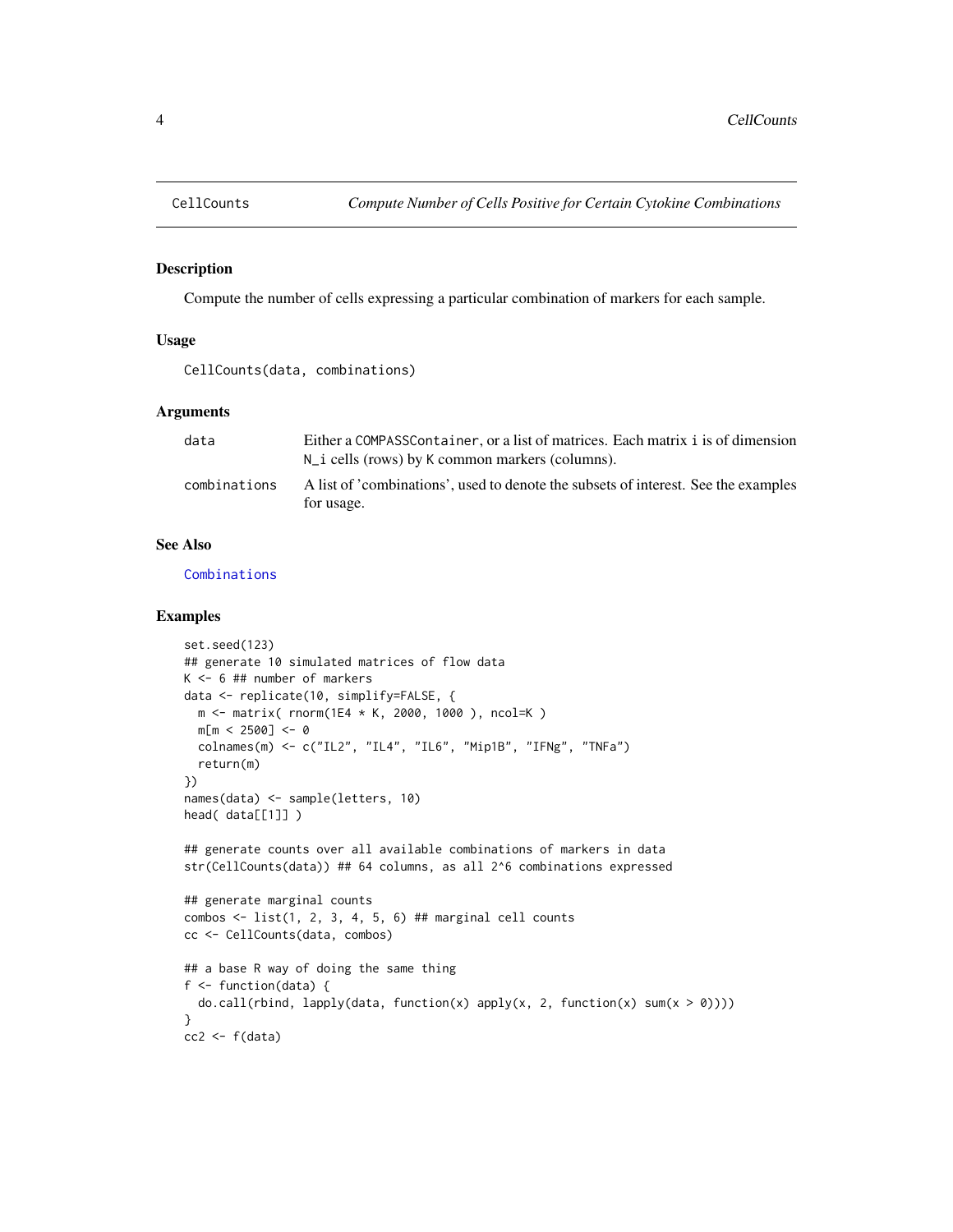## CellCounts

*Compute Number of Cells Positive for Certain Cytokine Combinations*

### Description

Compute the number of cells expressing a particular combination of markers for each sample.

### Usage

```
CellCounts(data, combinations)
```

### Arguments

| | |
|---|---|
| data | Either a `COMPASSContainer`, or a list of matrices. Each matrix `i` is of dimension `N_i` cells (rows) by `K` common markers (columns). |
| combinations | A list of 'combinations', used to denote the subsets of interest. See the examples for usage. |

### See Also

`Combinations`

### Examples

```
set.seed(123)
## generate 10 simulated matrices of flow data
K <- 6 ## number of markers
data <- replicate(10, simplify=FALSE, {
  m <- matrix( rnorm(1E4 * K, 2000, 1000 ), ncol=K )
  m[m < 2500] <- 0
  colnames(m) <- c("IL2", "IL4", "IL6", "Mip1B", "IFNg", "TNFa")
  return(m)
})
names(data) <- sample(letters, 10)
head( data[[1]] )

## generate counts over all available combinations of markers in data
str(CellCounts(data)) ## 64 columns, as all 2^6 combinations expressed

## generate marginal counts
combos <- list(1, 2, 3, 4, 5, 6) ## marginal cell counts
cc <- CellCounts(data, combos)

## a base R way of doing the same thing
f <- function(data) {
  do.call(rbind, lapply(data, function(x) apply(x, 2, function(x) sum(x > 0))))
}
cc2 <- f(data)
```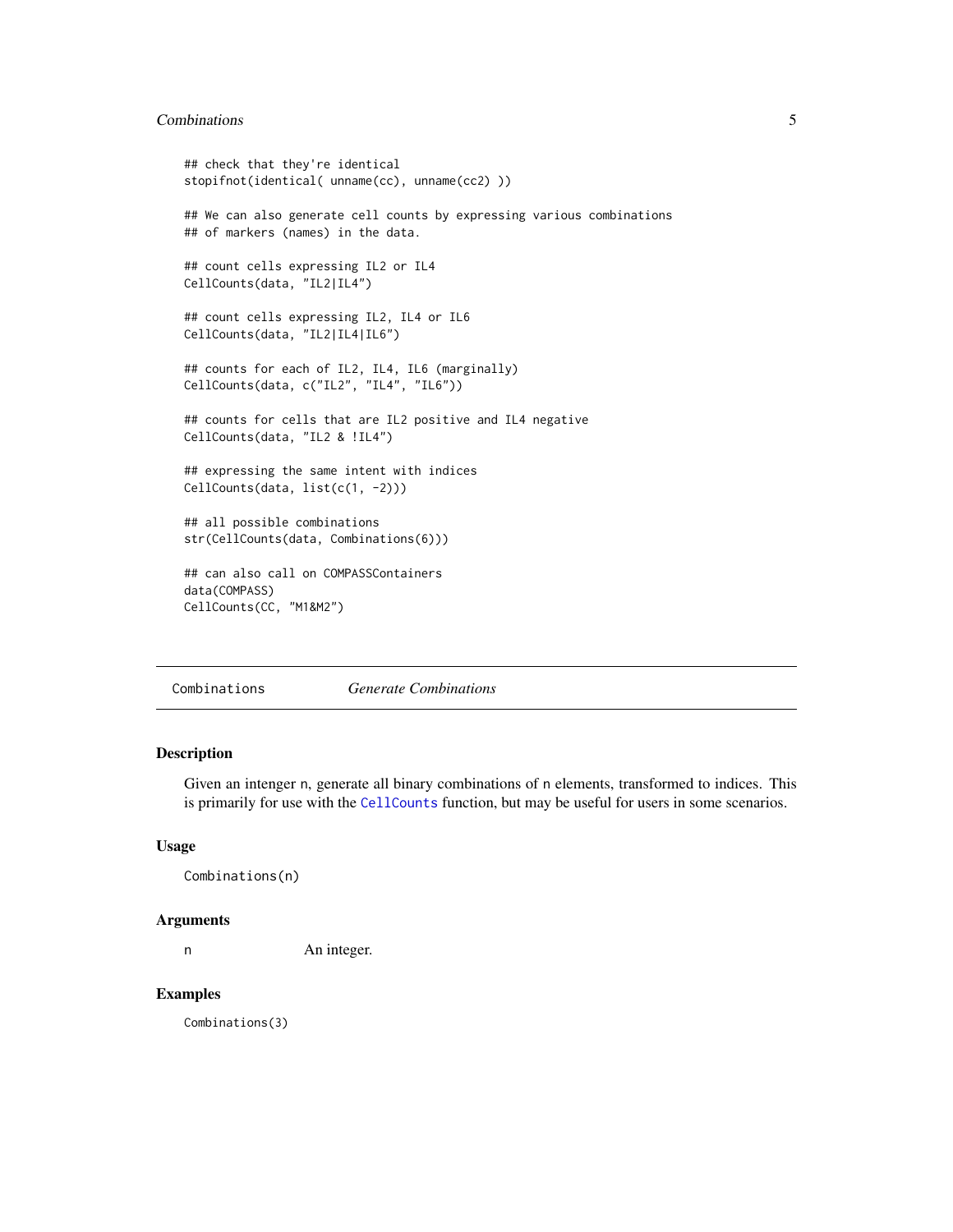```
## check that they're identical
stopifnot(identical( unname(cc), unname(cc2) ))

## We can also generate cell counts by expressing various combinations
## of markers (names) in the data.

## count cells expressing IL2 or IL4
CellCounts(data, "IL2|IL4")

## count cells expressing IL2, IL4 or IL6
CellCounts(data, "IL2|IL4|IL6")

## counts for each of IL2, IL4, IL6 (marginally)
CellCounts(data, c("IL2", "IL4", "IL6"))

## counts for cells that are IL2 positive and IL4 negative
CellCounts(data, "IL2 & !IL4")

## expressing the same intent with indices
CellCounts(data, list(c(1, -2)))

## all possible combinations
str(CellCounts(data, Combinations(6)))

## can also call on COMPASSContainers
data(COMPASS)
CellCounts(CC, "M1&M2")
```

---

`Combinations` *Generate Combinations*

---

### Description

Given an intenger n, generate all binary combinations of n elements, transformed to indices. This is primarily for use with the `CellCounts` function, but may be useful for users in some scenarios.

### Usage

```
Combinations(n)
```

### Arguments

| | |
|---|---|
| n | An integer. |

### Examples

```
Combinations(3)
```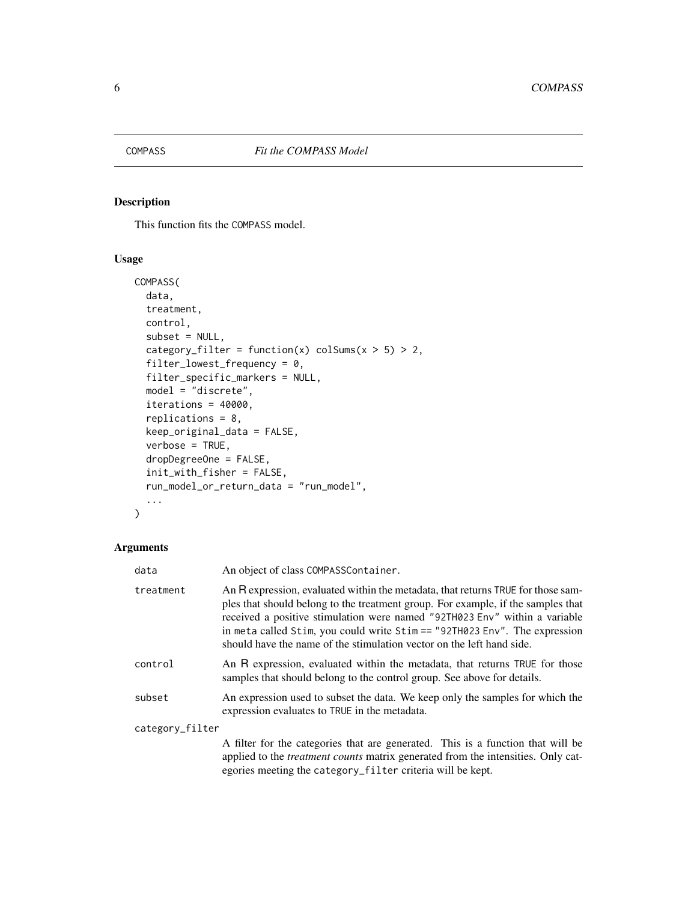# COMPASS *Fit the COMPASS Model*

## Description

This function fits the COMPASS model.

## Usage

```
COMPASS(
  data,
  treatment,
  control,
  subset = NULL,
  category_filter = function(x) colSums(x > 5) > 2,
  filter_lowest_frequency = 0,
  filter_specific_markers = NULL,
  model = "discrete",
  iterations = 40000,
  replications = 8,
  keep_original_data = FALSE,
  verbose = TRUE,
  dropDegreeOne = FALSE,
  init_with_fisher = FALSE,
  run_model_or_return_data = "run_model",
  ...
)
```

## Arguments

| | |
|---|---|
| data | An object of class COMPASSContainer. |
| treatment | An R expression, evaluated within the metadata, that returns TRUE for those samples that should belong to the treatment group. For example, if the samples that received a positive stimulation were named "92TH023 Env" within a variable in meta called Stim, you could write Stim == "92TH023 Env". The expression should have the name of the stimulation vector on the left hand side. |
| control | An R expression, evaluated within the metadata, that returns TRUE for those samples that should belong to the control group. See above for details. |
| subset | An expression used to subset the data. We keep only the samples for which the expression evaluates to TRUE in the metadata. |
| category_filter | A filter for the categories that are generated. This is a function that will be applied to the *treatment counts* matrix generated from the intensities. Only categories meeting the category_filter criteria will be kept. |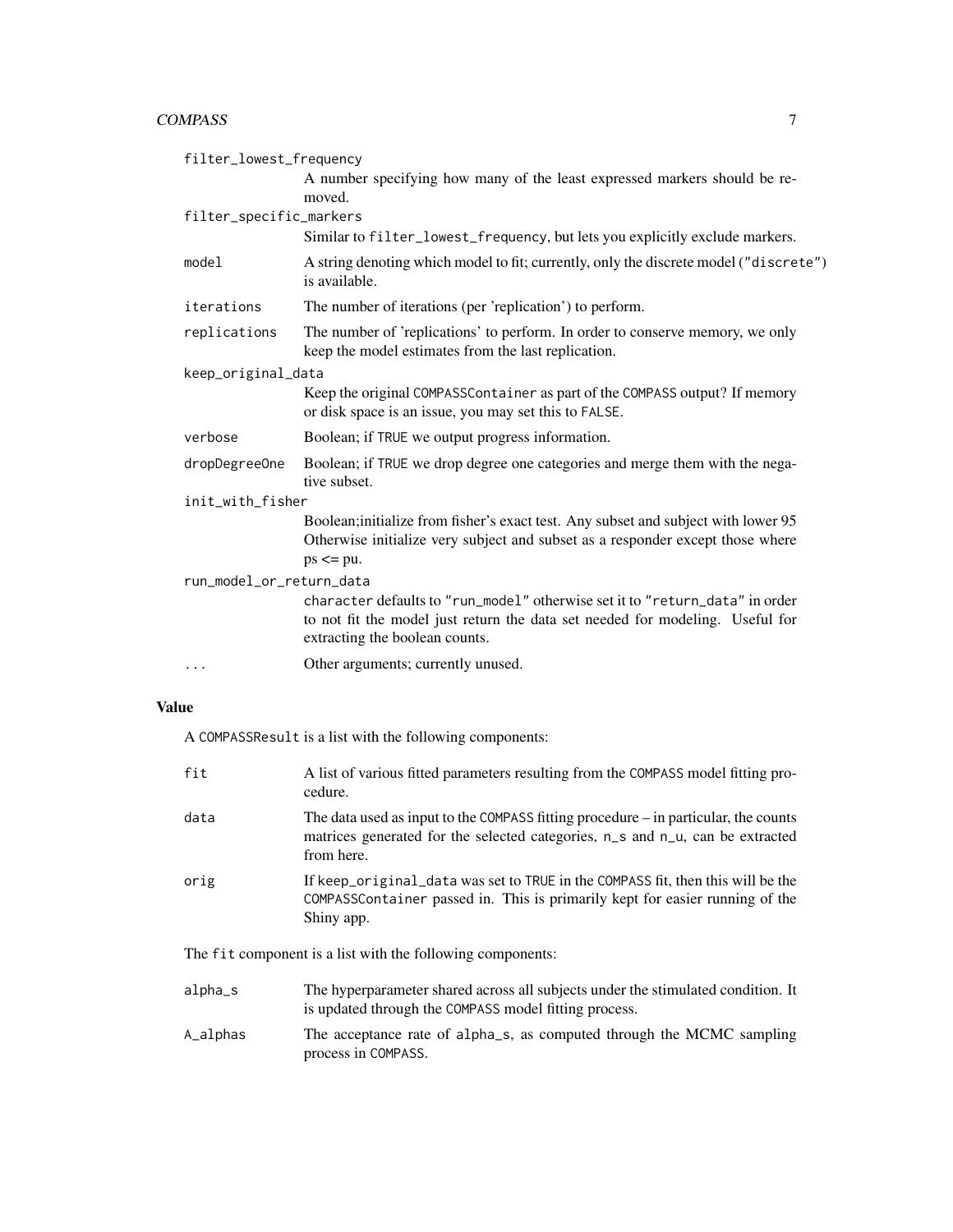filter_lowest_frequency
: A number specifying how many of the least expressed markers should be removed.

filter_specific_markers
: Similar to `filter_lowest_frequency`, but lets you explicitly exclude markers.

model
: A string denoting which model to fit; currently, only the discrete model (`"discrete"`) is available.

iterations
: The number of iterations (per 'replication') to perform.

replications
: The number of 'replications' to perform. In order to conserve memory, we only keep the model estimates from the last replication.

keep_original_data
: Keep the original `COMPASSContainer` as part of the COMPASS output? If memory or disk space is an issue, you may set this to `FALSE`.

verbose
: Boolean; if `TRUE` we output progress information.

dropDegreeOne
: Boolean; if `TRUE` we drop degree one categories and merge them with the negative subset.

init_with_fisher
: Boolean;initialize from fisher's exact test. Any subset and subject with lower 95 Otherwise initialize very subject and subset as a responder except those where ps <= pu.

run_model_or_return_data
: `character` defaults to `"run_model"` otherwise set it to `"return_data"` in order to not fit the model just return the data set needed for modeling. Useful for extracting the boolean counts.

...
: Other arguments; currently unused.

## Value

A `COMPASSResult` is a list with the following components:

fit
: A list of various fitted parameters resulting from the `COMPASS` model fitting procedure.

data
: The data used as input to the `COMPASS` fitting procedure – in particular, the counts matrices generated for the selected categories, `n_s` and `n_u`, can be extracted from here.

orig
: If `keep_original_data` was set to `TRUE` in the `COMPASS` fit, then this will be the `COMPASSContainer` passed in. This is primarily kept for easier running of the Shiny app.

The `fit` component is a list with the following components:

alpha_s
: The hyperparameter shared across all subjects under the stimulated condition. It is updated through the `COMPASS` model fitting process.

A_alphas
: The acceptance rate of `alpha_s`, as computed through the MCMC sampling process in `COMPASS`.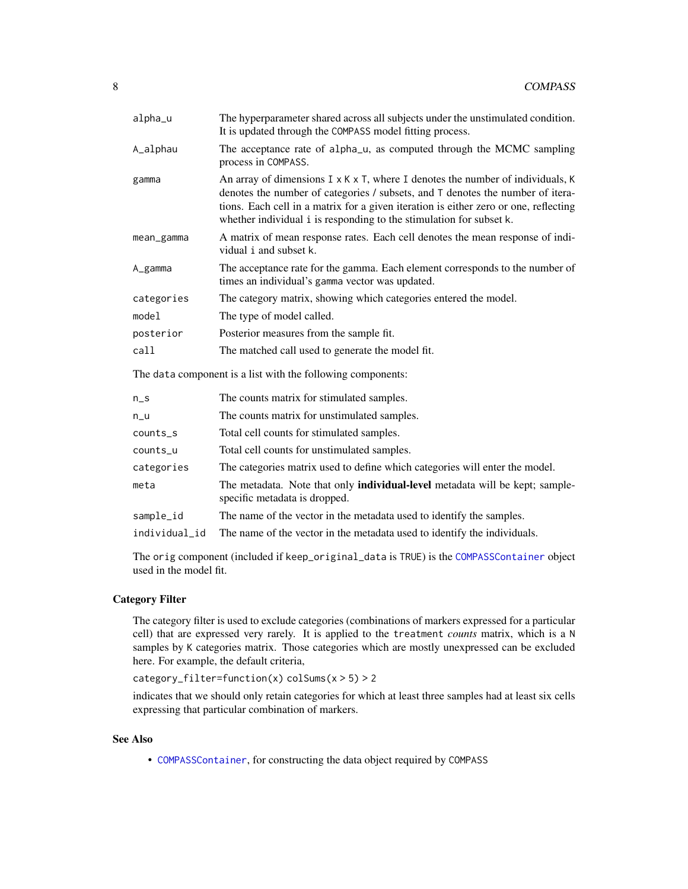| | |
|---|---|
| `alpha_u` | The hyperparameter shared across all subjects under the unstimulated condition. It is updated through the `COMPASS` model fitting process. |
| `A_alphau` | The acceptance rate of `alpha_u`, as computed through the MCMC sampling process in `COMPASS`. |
| `gamma` | An array of dimensions `I x K x T`, where `I` denotes the number of individuals, `K` denotes the number of categories / subsets, and `T` denotes the number of iterations. Each cell in a matrix for a given iteration is either zero or one, reflecting whether individual `i` is responding to the stimulation for subset `k`. |
| `mean_gamma` | A matrix of mean response rates. Each cell denotes the mean response of individual `i` and subset `k`. |
| `A_gamma` | The acceptance rate for the gamma. Each element corresponds to the number of times an individual's `gamma` vector was updated. |
| `categories` | The category matrix, showing which categories entered the model. |
| `model` | The type of model called. |
| `posterior` | Posterior measures from the sample fit. |
| `call` | The matched call used to generate the model fit. |

The `data` component is a list with the following components:

| | |
|---|---|
| `n_s` | The counts matrix for stimulated samples. |
| `n_u` | The counts matrix for unstimulated samples. |
| `counts_s` | Total cell counts for stimulated samples. |
| `counts_u` | Total cell counts for unstimulated samples. |
| `categories` | The categories matrix used to define which categories will enter the model. |
| `meta` | The metadata. Note that only **individual-level** metadata will be kept; sample-specific metadata is dropped. |
| `sample_id` | The name of the vector in the metadata used to identify the samples. |
| `individual_id` | The name of the vector in the metadata used to identify the individuals. |

The `orig` component (included if `keep_original_data` is `TRUE`) is the `COMPASSContainer` object used in the model fit.

## Category Filter

The category filter is used to exclude categories (combinations of markers expressed for a particular cell) that are expressed very rarely. It is applied to the `treatment` *counts* matrix, which is a `N` samples by `K` categories matrix. Those categories which are mostly unexpressed can be excluded here. For example, the default criteria,

```
category_filter=function(x) colSums(x > 5) > 2
```

indicates that we should only retain categories for which at least three samples had at least six cells expressing that particular combination of markers.

## See Also

- `COMPASSContainer`, for constructing the data object required by `COMPASS`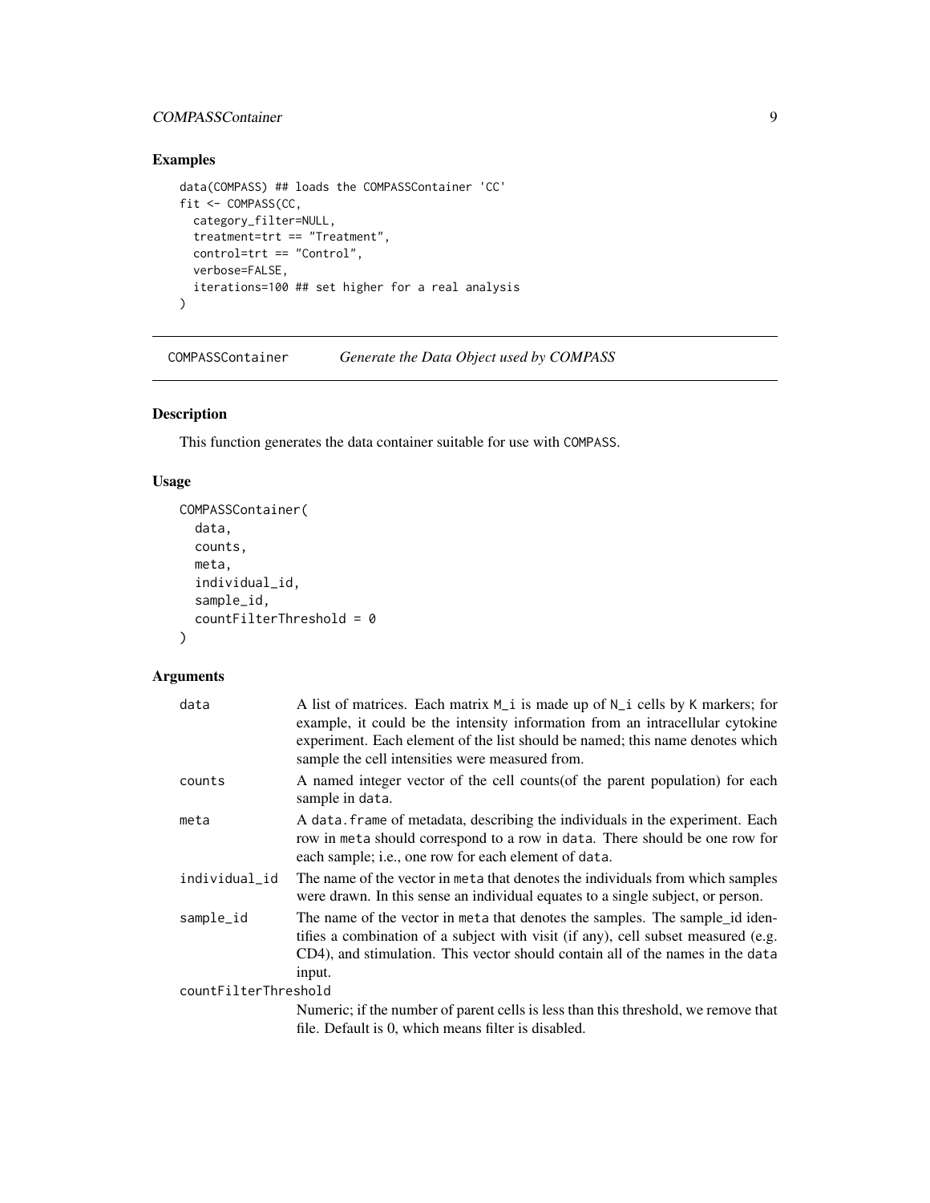## Examples

```
data(COMPASS) ## loads the COMPASSContainer 'CC'
fit <- COMPASS(CC,
  category_filter=NULL,
  treatment=trt == "Treatment",
  control=trt == "Control",
  verbose=FALSE,
  iterations=100 ## set higher for a real analysis
)
```

---

# COMPASSContainer — *Generate the Data Object used by COMPASS*

## Description

This function generates the data container suitable for use with COMPASS.

## Usage

```
COMPASSContainer(
  data,
  counts,
  meta,
  individual_id,
  sample_id,
  countFilterThreshold = 0
)
```

## Arguments

| Argument | Description |
|---|---|
| data | A list of matrices. Each matrix M_i is made up of N_i cells by K markers; for example, it could be the intensity information from an intracellular cytokine experiment. Each element of the list should be named; this name denotes which sample the cell intensities were measured from. |
| counts | A named integer vector of the cell counts(of the parent population) for each sample in data. |
| meta | A data.frame of metadata, describing the individuals in the experiment. Each row in meta should correspond to a row in data. There should be one row for each sample; i.e., one row for each element of data. |
| individual_id | The name of the vector in meta that denotes the individuals from which samples were drawn. In this sense an individual equates to a single subject, or person. |
| sample_id | The name of the vector in meta that denotes the samples. The sample_id identifies a combination of a subject with visit (if any), cell subset measured (e.g. CD4), and stimulation. This vector should contain all of the names in the data input. |
| countFilterThreshold | Numeric; if the number of parent cells is less than this threshold, we remove that file. Default is 0, which means filter is disabled. |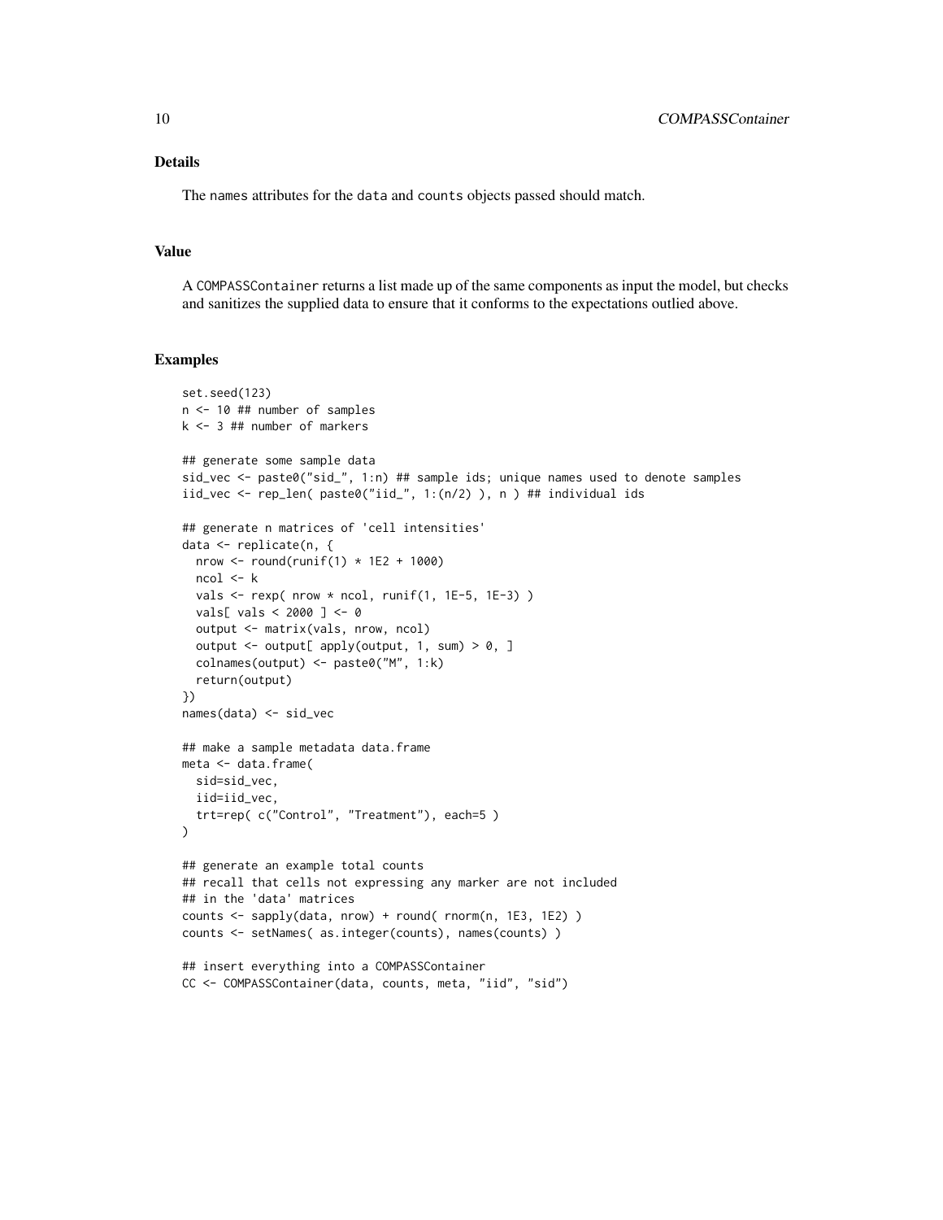## Details

The `names` attributes for the `data` and `counts` objects passed should match.

## Value

A `COMPASSContainer` returns a list made up of the same components as input the model, but checks and sanitizes the supplied data to ensure that it conforms to the expectations outlied above.

## Examples

```
set.seed(123)
n <- 10 ## number of samples
k <- 3 ## number of markers

## generate some sample data
sid_vec <- paste0("sid_", 1:n) ## sample ids; unique names used to denote samples
iid_vec <- rep_len( paste0("iid_", 1:(n/2) ), n ) ## individual ids

## generate n matrices of 'cell intensities'
data <- replicate(n, {
  nrow <- round(runif(1) * 1E2 + 1000)
  ncol <- k
  vals <- rexp( nrow * ncol, runif(1, 1E-5, 1E-3) )
  vals[ vals < 2000 ] <- 0
  output <- matrix(vals, nrow, ncol)
  output <- output[ apply(output, 1, sum) > 0, ]
  colnames(output) <- paste0("M", 1:k)
  return(output)
})
names(data) <- sid_vec

## make a sample metadata data.frame
meta <- data.frame(
  sid=sid_vec,
  iid=iid_vec,
  trt=rep( c("Control", "Treatment"), each=5 )
)

## generate an example total counts
## recall that cells not expressing any marker are not included
## in the 'data' matrices
counts <- sapply(data, nrow) + round( rnorm(n, 1E3, 1E2) )
counts <- setNames( as.integer(counts), names(counts) )

## insert everything into a COMPASSContainer
CC <- COMPASSContainer(data, counts, meta, "iid", "sid")
```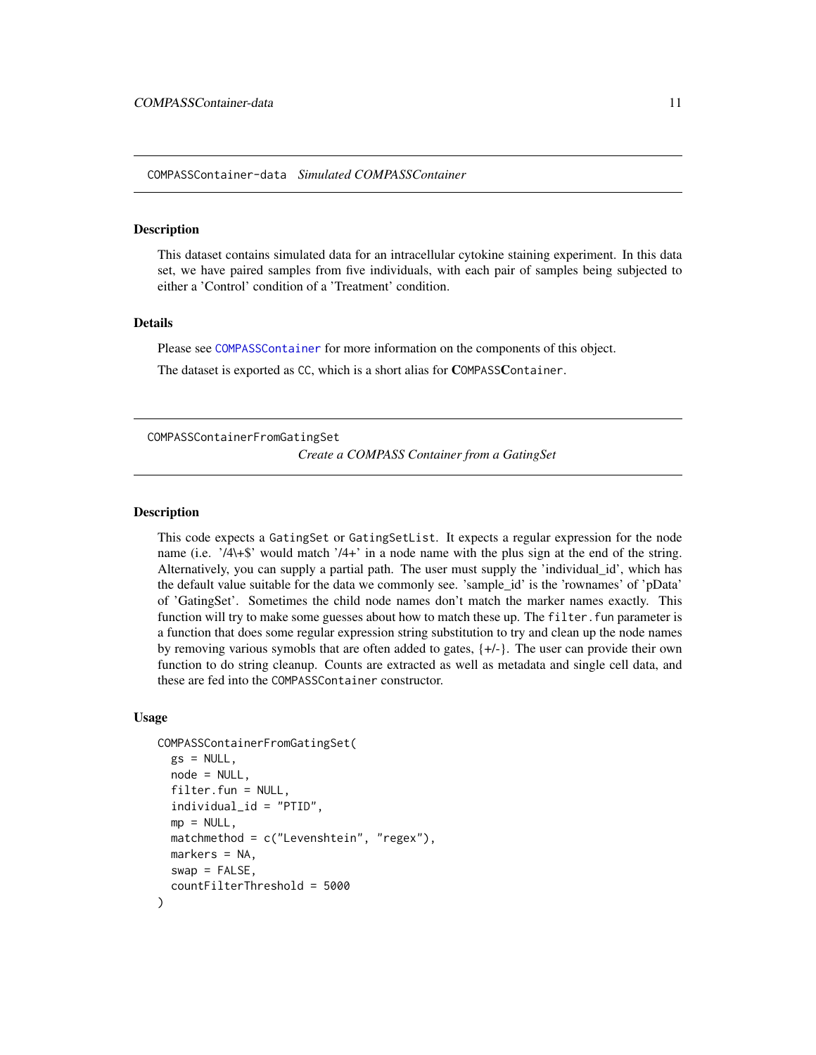## COMPASSContainer-data *Simulated COMPASSContainer*

### Description

This dataset contains simulated data for an intracellular cytokine staining experiment. In this data set, we have paired samples from five individuals, with each pair of samples being subjected to either a 'Control' condition of a 'Treatment' condition.

### Details

Please see `COMPASSContainer` for more information on the components of this object.

The dataset is exported as `CC`, which is a short alias for **C**`OMPASS`**C**`ontainer`.

## COMPASSContainerFromGatingSet *Create a COMPASS Container from a GatingSet*

### Description

This code expects a `GatingSet` or `GatingSetList`. It expects a regular expression for the node name (i.e. '/4\+$' would match '/4+' in a node name with the plus sign at the end of the string. Alternatively, you can supply a partial path. The user must supply the 'individual_id', which has the default value suitable for the data we commonly see. 'sample_id' is the 'rownames' of 'pData' of 'GatingSet'. Sometimes the child node names don't match the marker names exactly. This function will try to make some guesses about how to match these up. The `filter.fun` parameter is a function that does some regular expression string substitution to try and clean up the node names by removing various symobls that are often added to gates, {+/-}. The user can provide their own function to do string cleanup. Counts are extracted as well as metadata and single cell data, and these are fed into the `COMPASSContainer` constructor.

### Usage

```
COMPASSContainerFromGatingSet(
  gs = NULL,
  node = NULL,
  filter.fun = NULL,
  individual_id = "PTID",
  mp = NULL,
  matchmethod = c("Levenshtein", "regex"),
  markers = NA,
  swap = FALSE,
  countFilterThreshold = 5000
)
```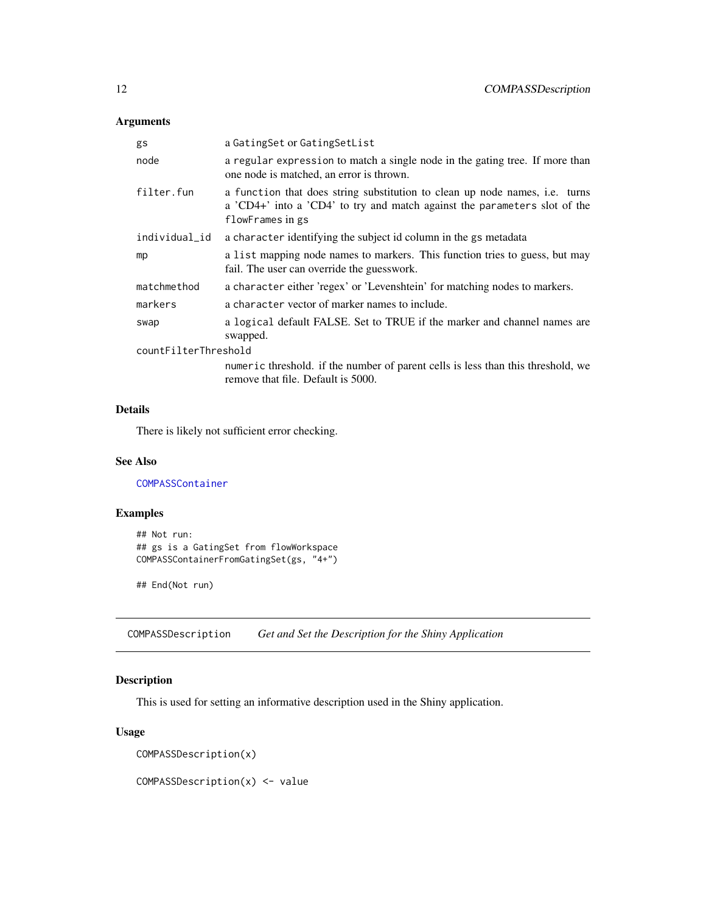### Arguments

| | |
|---|---|
| `gs` | a `GatingSet` or `GatingSetList` |
| `node` | a `regular expression` to match a single node in the gating tree. If more than one node is matched, an error is thrown. |
| `filter.fun` | a `function` that does string substitution to clean up node names, i.e. turns a 'CD4+' into a 'CD4' to try and match against the `parameters` slot of the `flowFrames` in `gs` |
| `individual_id` | a `character` identifying the subject id column in the `gs` metadata |
| `mp` | a `list` mapping node names to markers. This function tries to guess, but may fail. The user can override the guesswork. |
| `matchmethod` | a `character` either 'regex' or 'Levenshtein' for matching nodes to markers. |
| `markers` | a `character` vector of marker names to include. |
| `swap` | a `logical` default FALSE. Set to TRUE if the marker and channel names are swapped. |
| `countFilterThreshold` | `numeric` threshold. if the number of parent cells is less than this threshold, we remove that file. Default is 5000. |

### Details

There is likely not sufficient error checking.

### See Also

`COMPASSContainer`

### Examples

```
## Not run:
## gs is a GatingSet from flowWorkspace
COMPASSContainerFromGatingSet(gs, "4+")

## End(Not run)
```

## COMPASSDescription    *Get and Set the Description for the Shiny Application*

### Description

This is used for setting an informative description used in the Shiny application.

### Usage

```
COMPASSDescription(x)

COMPASSDescription(x) <- value
```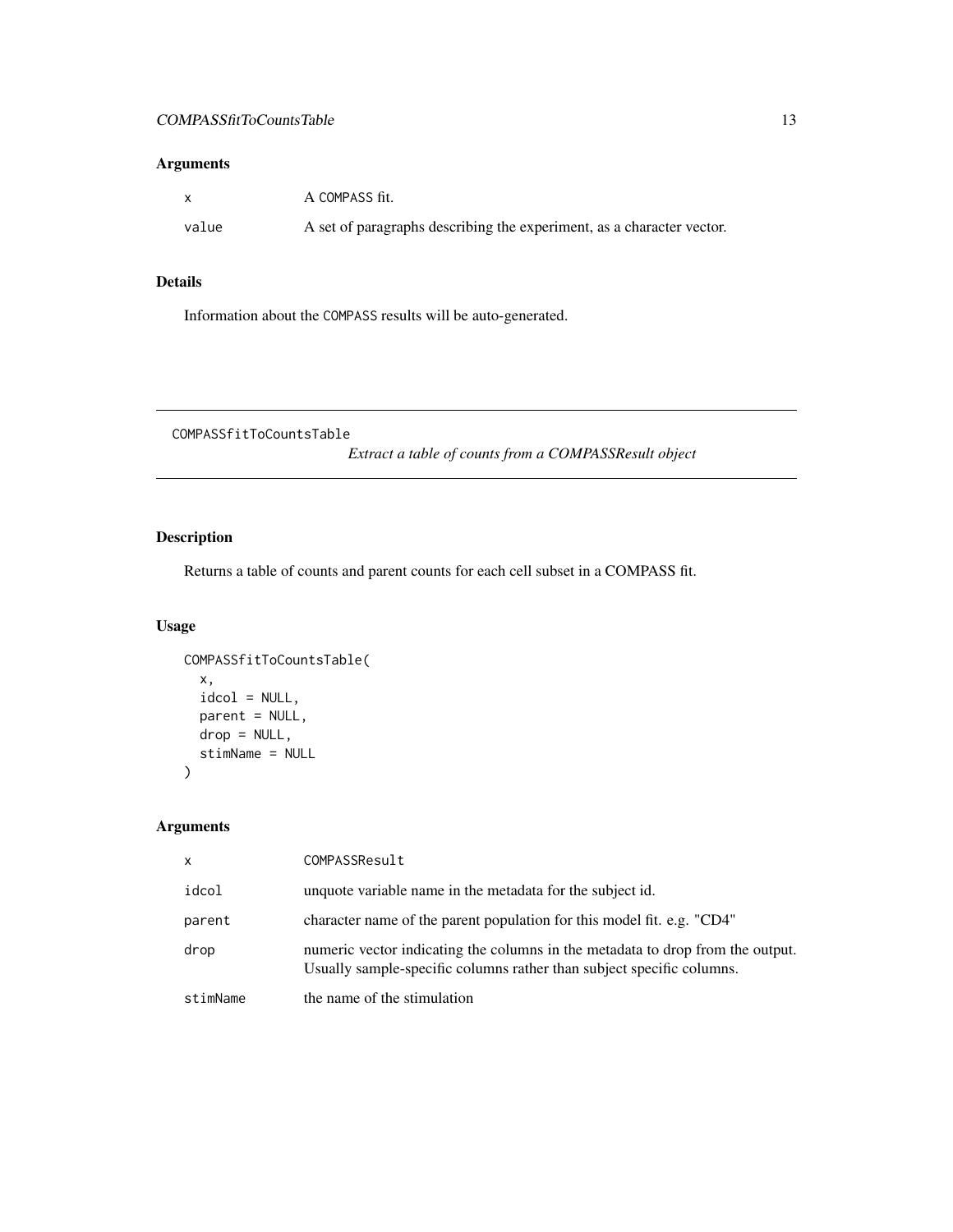### Arguments

| | |
|---|---|
| x | A COMPASS fit. |
| value | A set of paragraphs describing the experiment, as a character vector. |

### Details

Information about the COMPASS results will be auto-generated.

---

## COMPASSfitToCountsTable

*Extract a table of counts from a COMPASSResult object*

---

### Description

Returns a table of counts and parent counts for each cell subset in a COMPASS fit.

### Usage

```
COMPASSfitToCountsTable(
  x,
  idcol = NULL,
  parent = NULL,
  drop = NULL,
  stimName = NULL
)
```

### Arguments

| | |
|---|---|
| x | COMPASSResult |
| idcol | unquote variable name in the metadata for the subject id. |
| parent | character name of the parent population for this model fit. e.g. "CD4" |
| drop | numeric vector indicating the columns in the metadata to drop from the output. Usually sample-specific columns rather than subject specific columns. |
| stimName | the name of the stimulation |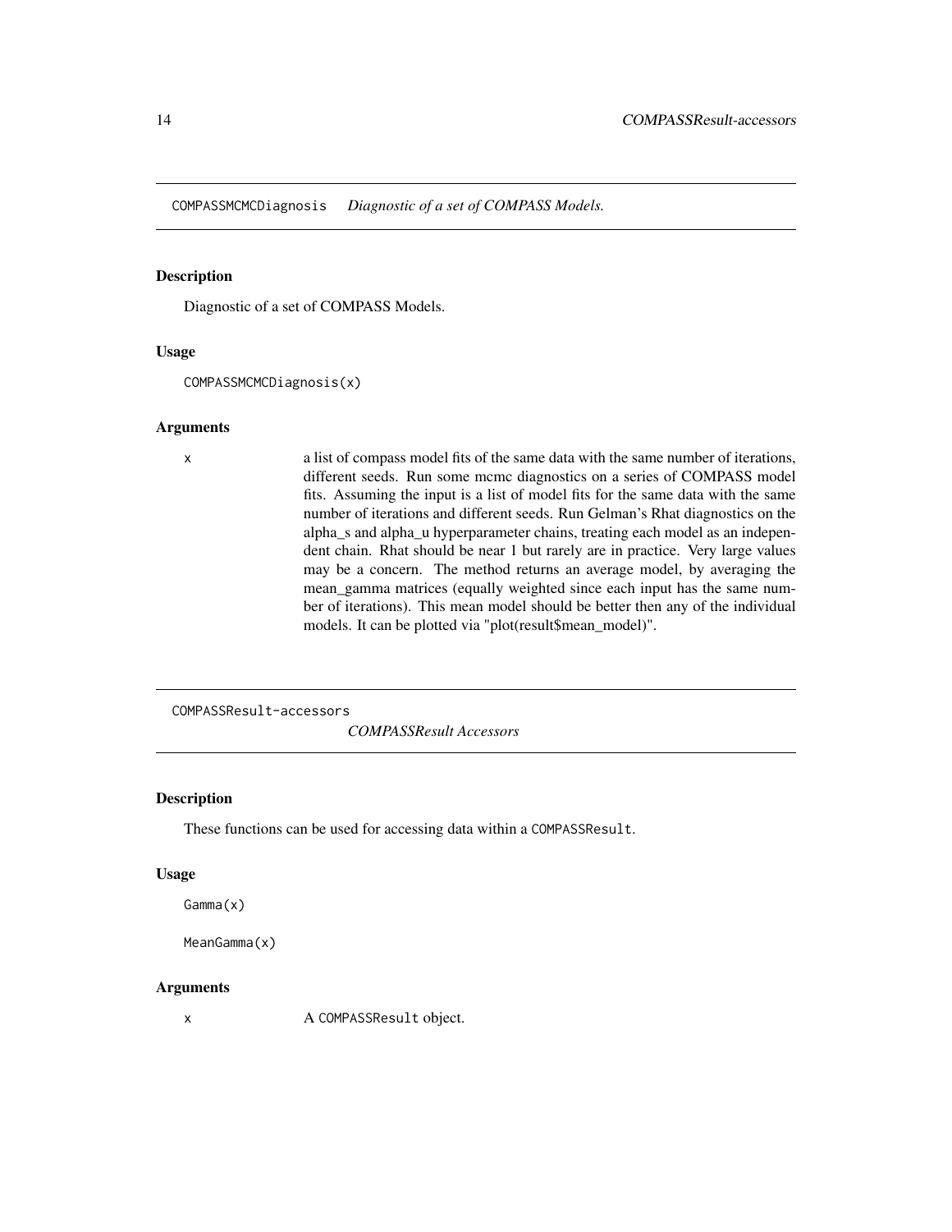## COMPASSMCMCDiagnosis *Diagnostic of a set of COMPASS Models.*

### Description

Diagnostic of a set of COMPASS Models.

### Usage

```
COMPASSMCMCDiagnosis(x)
```

### Arguments

| | |
|---|---|
| x | a list of compass model fits of the same data with the same number of iterations, different seeds. Run some mcmc diagnostics on a series of COMPASS model fits. Assuming the input is a list of model fits for the same data with the same number of iterations and different seeds. Run Gelman's Rhat diagnostics on the alpha_s and alpha_u hyperparameter chains, treating each model as an independent chain. Rhat should be near 1 but rarely are in practice. Very large values may be a concern. The method returns an average model, by averaging the mean_gamma matrices (equally weighted since each input has the same number of iterations). This mean model should be better then any of the individual models. It can be plotted via "plot(result$mean_model)". |

## COMPASSResult-accessors *COMPASSResult Accessors*

### Description

These functions can be used for accessing data within a `COMPASSResult`.

### Usage

```
Gamma(x)

MeanGamma(x)
```

### Arguments

| | |
|---|---|
| x | A `COMPASSResult` object. |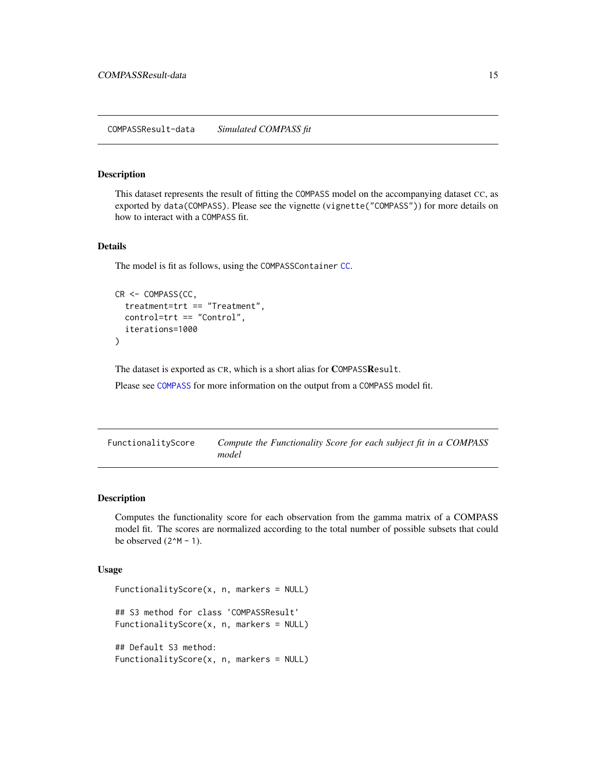## COMPASSResult-data *Simulated COMPASS fit*

### Description

This dataset represents the result of fitting the COMPASS model on the accompanying dataset CC, as exported by data(COMPASS). Please see the vignette (vignette("COMPASS")) for more details on how to interact with a COMPASS fit.

### Details

The model is fit as follows, using the COMPASSContainer CC.

```
CR <- COMPASS(CC,
  treatment=trt == "Treatment",
  control=trt == "Control",
  iterations=1000
)
```

The dataset is exported as CR, which is a short alias for **C**OMPASS**R**esult.

Please see COMPASS for more information on the output from a COMPASS model fit.

## FunctionalityScore *Compute the Functionality Score for each subject fit in a COMPASS model*

### Description

Computes the functionality score for each observation from the gamma matrix of a COMPASS model fit. The scores are normalized according to the total number of possible subsets that could be observed (2^M - 1).

### Usage

```
FunctionalityScore(x, n, markers = NULL)

## S3 method for class 'COMPASSResult'
FunctionalityScore(x, n, markers = NULL)

## Default S3 method:
FunctionalityScore(x, n, markers = NULL)
```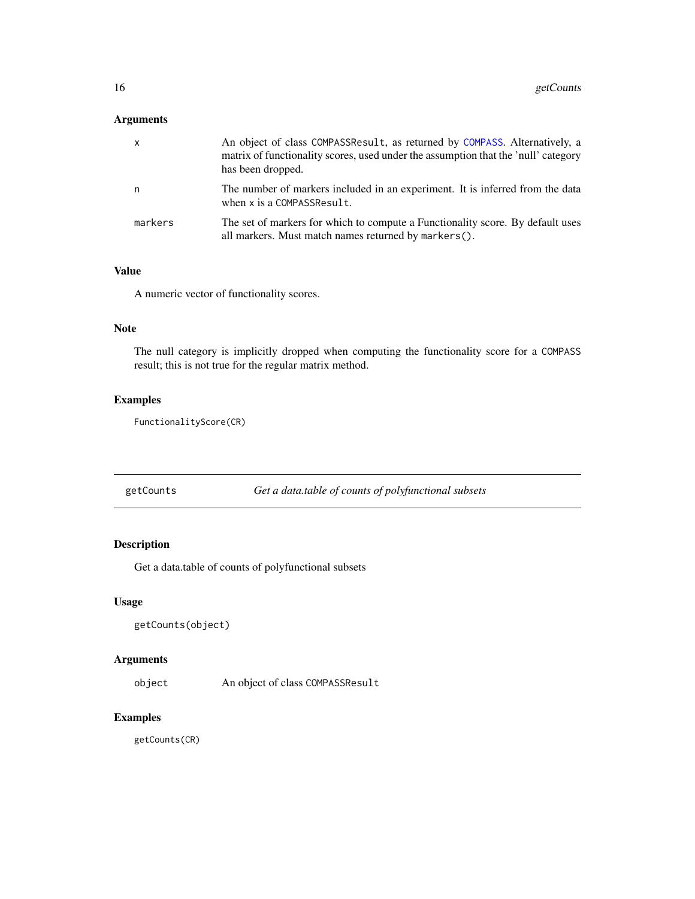## Arguments

| | |
|---|---|
| x | An object of class `COMPASSResult`, as returned by `COMPASS`. Alternatively, a matrix of functionality scores, used under the assumption that the 'null' category has been dropped. |
| n | The number of markers included in an experiment. It is inferred from the data when `x` is a `COMPASSResult`. |
| markers | The set of markers for which to compute a Functionality score. By default uses all markers. Must match names returned by `markers()`. |

## Value

A numeric vector of functionality scores.

## Note

The null category is implicitly dropped when computing the functionality score for a `COMPASS` result; this is not true for the regular matrix method.

## Examples

```
FunctionalityScore(CR)
```

---

# getCounts — *Get a data.table of counts of polyfunctional subsets*

## Description

Get a data.table of counts of polyfunctional subsets

## Usage

```
getCounts(object)
```

## Arguments

| | |
|---|---|
| object | An object of class `COMPASSResult` |

## Examples

```
getCounts(CR)
```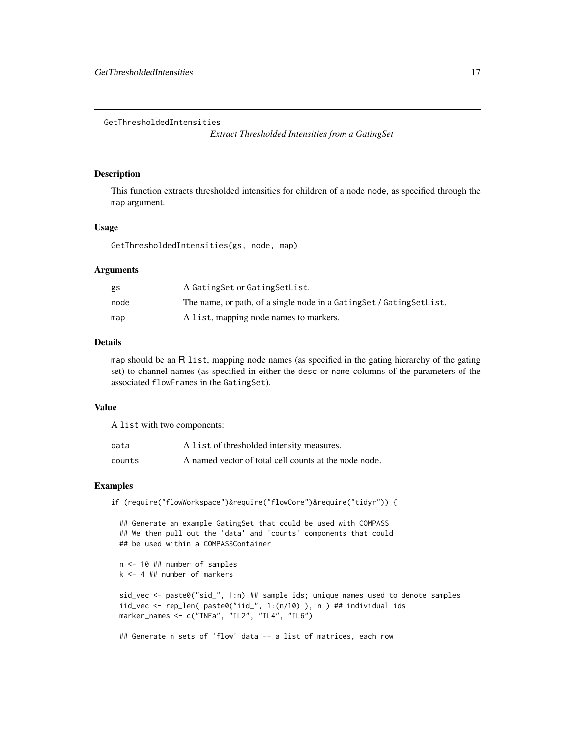GetThresholdedIntensities

*Extract Thresholded Intensities from a GatingSet*

## Description

This function extracts thresholded intensities for children of a node node, as specified through the map argument.

## Usage

```
GetThresholdedIntensities(gs, node, map)
```

## Arguments

| | |
|---|---|
| gs | A GatingSet or GatingSetList. |
| node | The name, or path, of a single node in a GatingSet / GatingSetList. |
| map | A list, mapping node names to markers. |

## Details

map should be an R list, mapping node names (as specified in the gating hierarchy of the gating set) to channel names (as specified in either the desc or name columns of the parameters of the associated flowFrames in the GatingSet).

## Value

A list with two components:

| | |
|---|---|
| data | A list of thresholded intensity measures. |
| counts | A named vector of total cell counts at the node node. |

## Examples

```
if (require("flowWorkspace")&require("flowCore")&require("tidyr")) {

  ## Generate an example GatingSet that could be used with COMPASS
  ## We then pull out the 'data' and 'counts' components that could
  ## be used within a COMPASSContainer

  n <- 10 ## number of samples
  k <- 4 ## number of markers

  sid_vec <- paste0("sid_", 1:n) ## sample ids; unique names used to denote samples
  iid_vec <- rep_len( paste0("iid_", 1:(n/10) ), n ) ## individual ids
  marker_names <- c("TNFa", "IL2", "IL4", "IL6")

  ## Generate n sets of 'flow' data -- a list of matrices, each row
```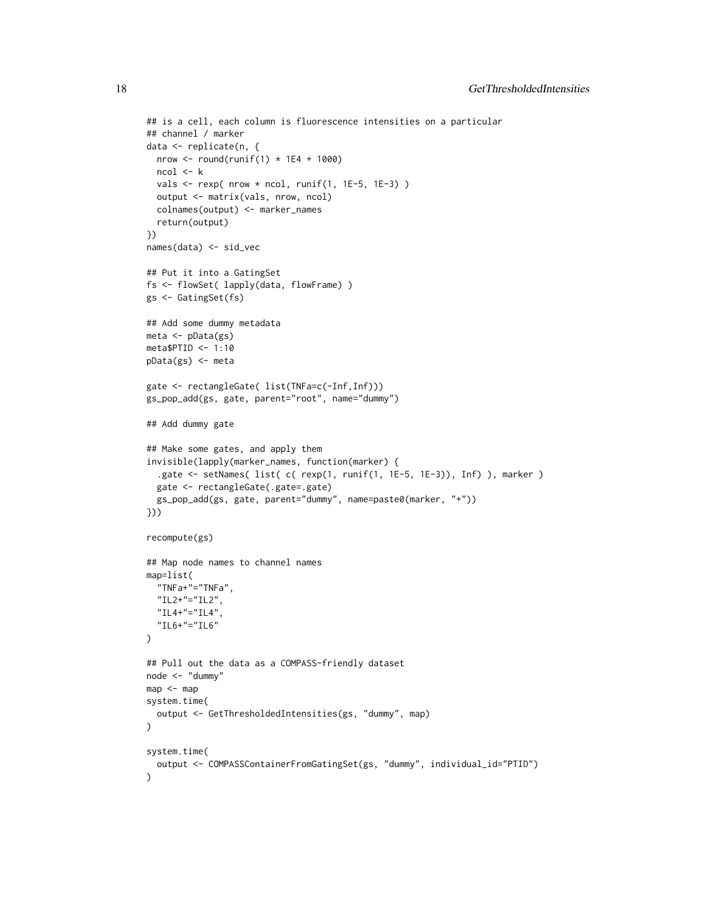```
## is a cell, each column is fluorescence intensities on a particular
## channel / marker
data <- replicate(n, {
  nrow <- round(runif(1) * 1E4 + 1000)
  ncol <- k
  vals <- rexp( nrow * ncol, runif(1, 1E-5, 1E-3) )
  output <- matrix(vals, nrow, ncol)
  colnames(output) <- marker_names
  return(output)
})
names(data) <- sid_vec

## Put it into a GatingSet
fs <- flowSet( lapply(data, flowFrame) )
gs <- GatingSet(fs)

## Add some dummy metadata
meta <- pData(gs)
meta$PTID <- 1:10
pData(gs) <- meta

gate <- rectangleGate( list(TNFa=c(-Inf,Inf)))
gs_pop_add(gs, gate, parent="root", name="dummy")

## Add dummy gate

## Make some gates, and apply them
invisible(lapply(marker_names, function(marker) {
  .gate <- setNames( list( c( rexp(1, runif(1, 1E-5, 1E-3)), Inf) ), marker )
  gate <- rectangleGate(.gate=.gate)
  gs_pop_add(gs, gate, parent="dummy", name=paste0(marker, "+"))
}))

recompute(gs)

## Map node names to channel names
map=list(
  "TNFa+"="TNFa",
  "IL2+"="IL2",
  "IL4+"="IL4",
  "IL6+"="IL6"
)

## Pull out the data as a COMPASS-friendly dataset
node <- "dummy"
map <- map
system.time(
  output <- GetThresholdedIntensities(gs, "dummy", map)
)

system.time(
  output <- COMPASSContainerFromGatingSet(gs, "dummy", individual_id="PTID")
)
```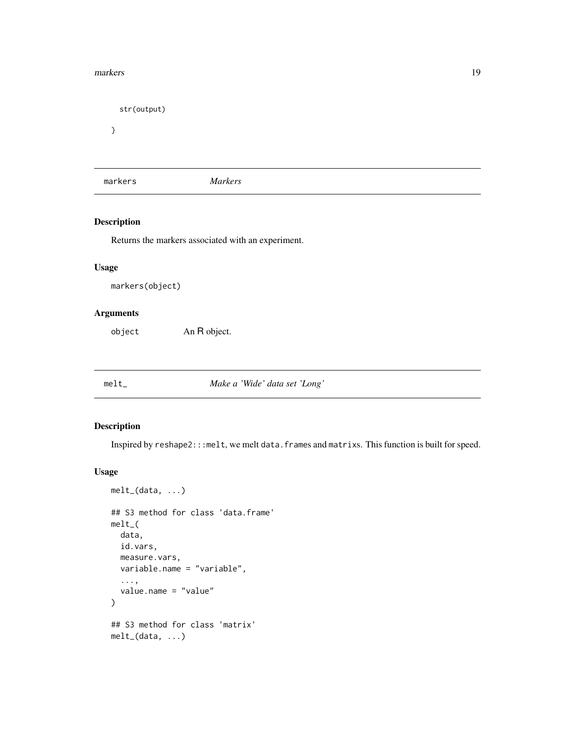```
    str(output)

}
```

## markers — *Markers*

### Description

Returns the markers associated with an experiment.

### Usage

```
markers(object)
```

### Arguments

| | |
|---|---|
| object | An R object. |

## melt_ — *Make a 'Wide' data set 'Long'*

### Description

Inspired by `reshape2:::melt`, we melt `data.frames` and `matrixs`. This function is built for speed.

### Usage

```
melt_(data, ...)

## S3 method for class 'data.frame'
melt_(
  data,
  id.vars,
  measure.vars,
  variable.name = "variable",
  ...,
  value.name = "value"
)

## S3 method for class 'matrix'
melt_(data, ...)
```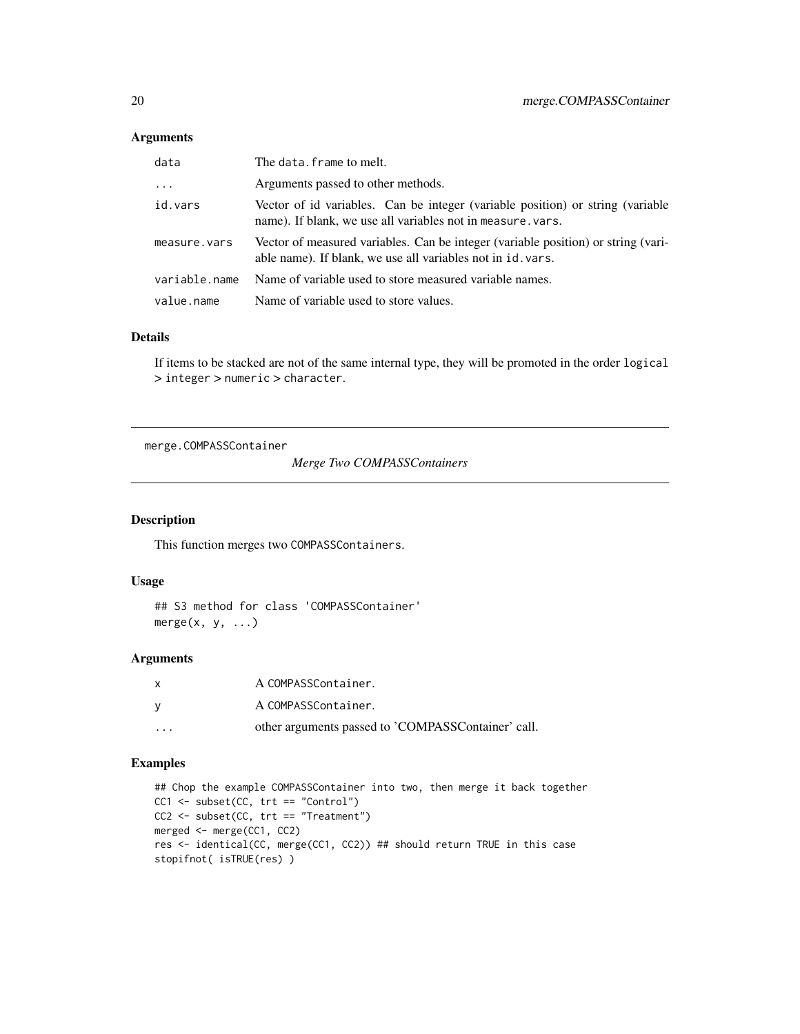## Arguments

| | |
|---|---|
| `data` | The `data.frame` to melt. |
| `...` | Arguments passed to other methods. |
| `id.vars` | Vector of id variables. Can be integer (variable position) or string (variable name). If blank, we use all variables not in `measure.vars`. |
| `measure.vars` | Vector of measured variables. Can be integer (variable position) or string (variable name). If blank, we use all variables not in `id.vars`. |
| `variable.name` | Name of variable used to store measured variable names. |
| `value.name` | Name of variable used to store values. |

## Details

If items to be stacked are not of the same internal type, they will be promoted in the order `logical` > `integer` > `numeric` > `character`.

---

`merge.COMPASSContainer` *Merge Two COMPASSContainers*

---

## Description

This function merges two `COMPASSContainers`.

## Usage

```
## S3 method for class 'COMPASSContainer'
merge(x, y, ...)
```

## Arguments

| | |
|---|---|
| `x` | A `COMPASSContainer`. |
| `y` | A `COMPASSContainer`. |
| `...` | other arguments passed to 'COMPASSContainer' call. |

## Examples

```
## Chop the example COMPASSContainer into two, then merge it back together
CC1 <- subset(CC, trt == "Control")
CC2 <- subset(CC, trt == "Treatment")
merged <- merge(CC1, CC2)
res <- identical(CC, merge(CC1, CC2)) ## should return TRUE in this case
stopifnot( isTRUE(res) )
```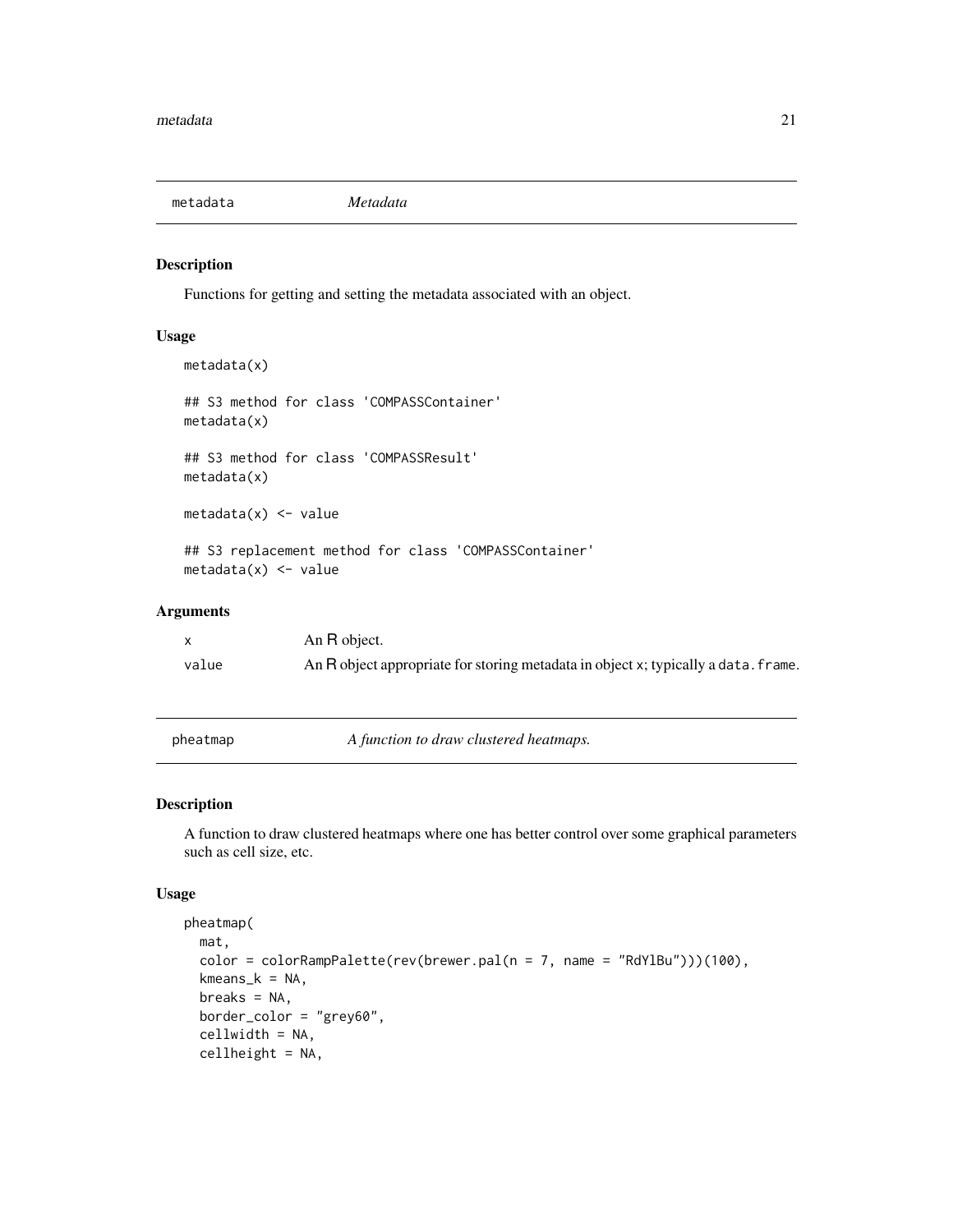## metadata — *Metadata*

### Description

Functions for getting and setting the metadata associated with an object.

### Usage

```
metadata(x)

## S3 method for class 'COMPASSContainer'
metadata(x)

## S3 method for class 'COMPASSResult'
metadata(x)

metadata(x) <- value

## S3 replacement method for class 'COMPASSContainer'
metadata(x) <- value
```

### Arguments

| | |
|---|---|
| x | An R object. |
| value | An R object appropriate for storing metadata in object x; typically a data.frame. |

## pheatmap — *A function to draw clustered heatmaps.*

### Description

A function to draw clustered heatmaps where one has better control over some graphical parameters such as cell size, etc.

### Usage

```
pheatmap(
  mat,
  color = colorRampPalette(rev(brewer.pal(n = 7, name = "RdYlBu")))(100),
  kmeans_k = NA,
  breaks = NA,
  border_color = "grey60",
  cellwidth = NA,
  cellheight = NA,
```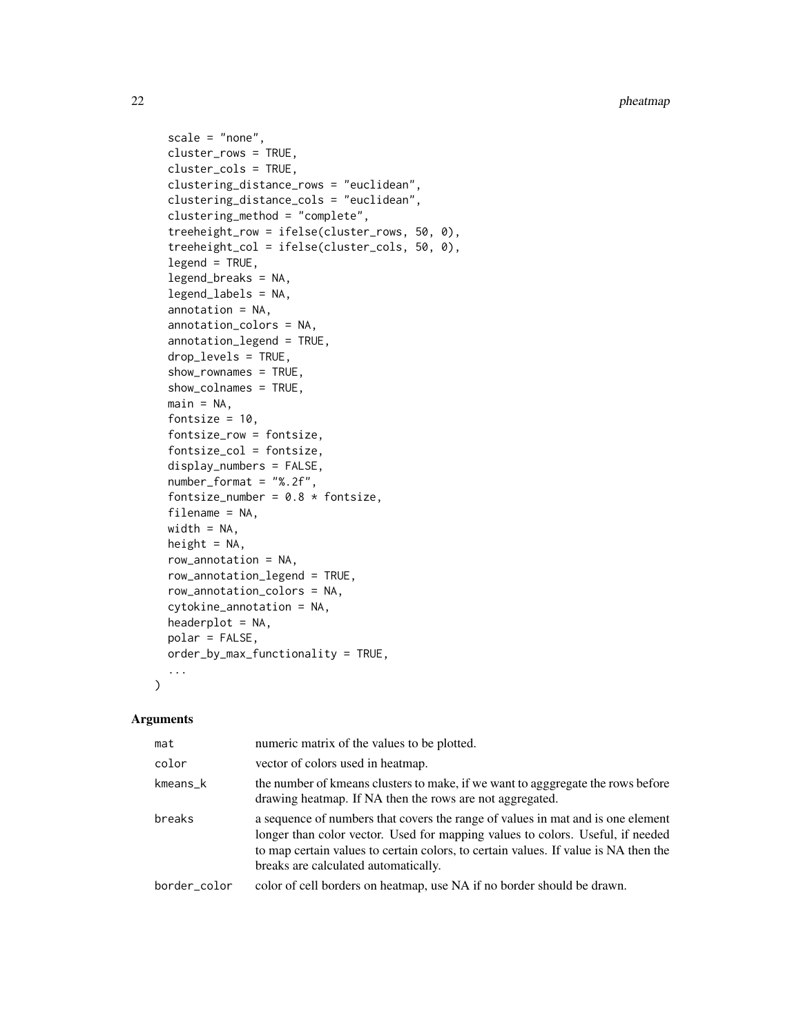```
  scale = "none",
  cluster_rows = TRUE,
  cluster_cols = TRUE,
  clustering_distance_rows = "euclidean",
  clustering_distance_cols = "euclidean",
  clustering_method = "complete",
  treeheight_row = ifelse(cluster_rows, 50, 0),
  treeheight_col = ifelse(cluster_cols, 50, 0),
  legend = TRUE,
  legend_breaks = NA,
  legend_labels = NA,
  annotation = NA,
  annotation_colors = NA,
  annotation_legend = TRUE,
  drop_levels = TRUE,
  show_rownames = TRUE,
  show_colnames = TRUE,
  main = NA,
  fontsize = 10,
  fontsize_row = fontsize,
  fontsize_col = fontsize,
  display_numbers = FALSE,
  number_format = "%.2f",
  fontsize_number = 0.8 * fontsize,
  filename = NA,
  width = NA,
  height = NA,
  row_annotation = NA,
  row_annotation_legend = TRUE,
  row_annotation_colors = NA,
  cytokine_annotation = NA,
  headerplot = NA,
  polar = FALSE,
  order_by_max_functionality = TRUE,
  ...
)
```

## Arguments

| | |
|---|---|
| mat | numeric matrix of the values to be plotted. |
| color | vector of colors used in heatmap. |
| kmeans_k | the number of kmeans clusters to make, if we want to agggregate the rows before drawing heatmap. If NA then the rows are not aggregated. |
| breaks | a sequence of numbers that covers the range of values in mat and is one element longer than color vector. Used for mapping values to colors. Useful, if needed to map certain values to certain colors, to certain values. If value is NA then the breaks are calculated automatically. |
| border_color | color of cell borders on heatmap, use NA if no border should be drawn. |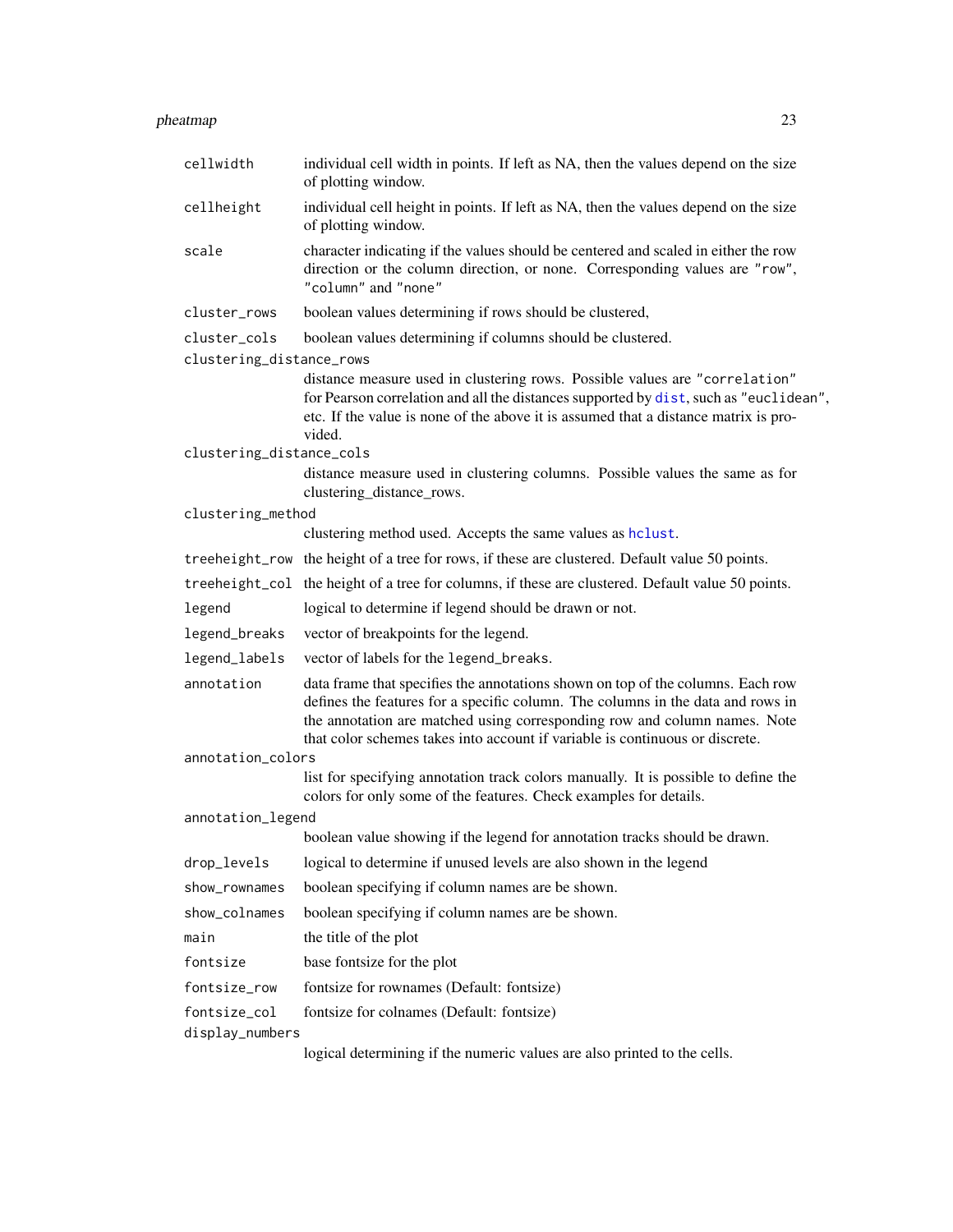| | |
|---|---|
| `cellwidth` | individual cell width in points. If left as NA, then the values depend on the size of plotting window. |
| `cellheight` | individual cell height in points. If left as NA, then the values depend on the size of plotting window. |
| `scale` | character indicating if the values should be centered and scaled in either the row direction or the column direction, or none. Corresponding values are `"row"`, `"column"` and `"none"` |
| `cluster_rows` | boolean values determining if rows should be clustered, |
| `cluster_cols` | boolean values determining if columns should be clustered. |
| `clustering_distance_rows` | distance measure used in clustering rows. Possible values are `"correlation"` for Pearson correlation and all the distances supported by `dist`, such as `"euclidean"`, etc. If the value is none of the above it is assumed that a distance matrix is provided. |
| `clustering_distance_cols` | distance measure used in clustering columns. Possible values the same as for clustering_distance_rows. |
| `clustering_method` | clustering method used. Accepts the same values as `hclust`. |
| `treeheight_row` | the height of a tree for rows, if these are clustered. Default value 50 points. |
| `treeheight_col` | the height of a tree for columns, if these are clustered. Default value 50 points. |
| `legend` | logical to determine if legend should be drawn or not. |
| `legend_breaks` | vector of breakpoints for the legend. |
| `legend_labels` | vector of labels for the `legend_breaks`. |
| `annotation` | data frame that specifies the annotations shown on top of the columns. Each row defines the features for a specific column. The columns in the data and rows in the annotation are matched using corresponding row and column names. Note that color schemes takes into account if variable is continuous or discrete. |
| `annotation_colors` | list for specifying annotation track colors manually. It is possible to define the colors for only some of the features. Check examples for details. |
| `annotation_legend` | boolean value showing if the legend for annotation tracks should be drawn. |
| `drop_levels` | logical to determine if unused levels are also shown in the legend |
| `show_rownames` | boolean specifying if column names are be shown. |
| `show_colnames` | boolean specifying if column names are be shown. |
| `main` | the title of the plot |
| `fontsize` | base fontsize for the plot |
| `fontsize_row` | fontsize for rownames (Default: fontsize) |
| `fontsize_col` | fontsize for colnames (Default: fontsize) |
| `display_numbers` | logical determining if the numeric values are also printed to the cells. |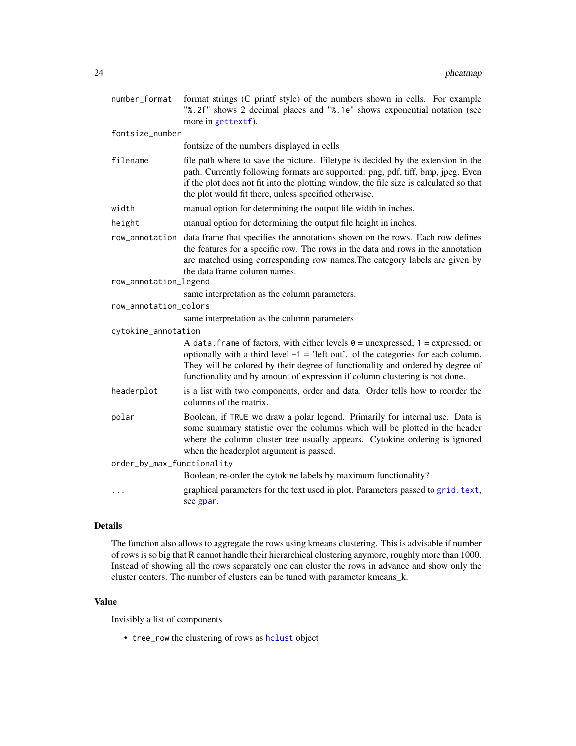| | |
|---|---|
| `number_format` | format strings (C printf style) of the numbers shown in cells. For example "`%.2f`" shows 2 decimal places and "`%.1e`" shows exponential notation (see more in `gettextf`). |
| `fontsize_number` | fontsize of the numbers displayed in cells |
| `filename` | file path where to save the picture. Filetype is decided by the extension in the path. Currently following formats are supported: png, pdf, tiff, bmp, jpeg. Even if the plot does not fit into the plotting window, the file size is calculated so that the plot would fit there, unless specified otherwise. |
| `width` | manual option for determining the output file width in inches. |
| `height` | manual option for determining the output file height in inches. |
| `row_annotation` | data frame that specifies the annotations shown on the rows. Each row defines the features for a specific row. The rows in the data and rows in the annotation are matched using corresponding row names.The category labels are given by the data frame column names. |
| `row_annotation_legend` | same interpretation as the column parameters. |
| `row_annotation_colors` | same interpretation as the column parameters |
| `cytokine_annotation` | A `data.frame` of factors, with either levels `0` = unexpressed, `1` = expressed, or optionally with a third level `-1` = 'left out'. of the categories for each column. They will be colored by their degree of functionality and ordered by degree of functionality and by amount of expression if column clustering is not done. |
| `headerplot` | is a list with two components, order and data. Order tells how to reorder the columns of the matrix. |
| `polar` | Boolean; if `TRUE` we draw a polar legend. Primarily for internal use. Data is some summary statistic over the columns which will be plotted in the header where the column cluster tree usually appears. Cytokine ordering is ignored when the headerplot argument is passed. |
| `order_by_max_functionality` | Boolean; re-order the cytokine labels by maximum functionality? |
| `...` | graphical parameters for the text used in plot. Parameters passed to `grid.text`, see `gpar`. |

## Details

The function also allows to aggregate the rows using kmeans clustering. This is advisable if number of rows is so big that R cannot handle their hierarchical clustering anymore, roughly more than 1000. Instead of showing all the rows separately one can cluster the rows in advance and show only the cluster centers. The number of clusters can be tuned with parameter kmeans_k.

## Value

Invisibly a list of components

- `tree_row` the clustering of rows as `hclust` object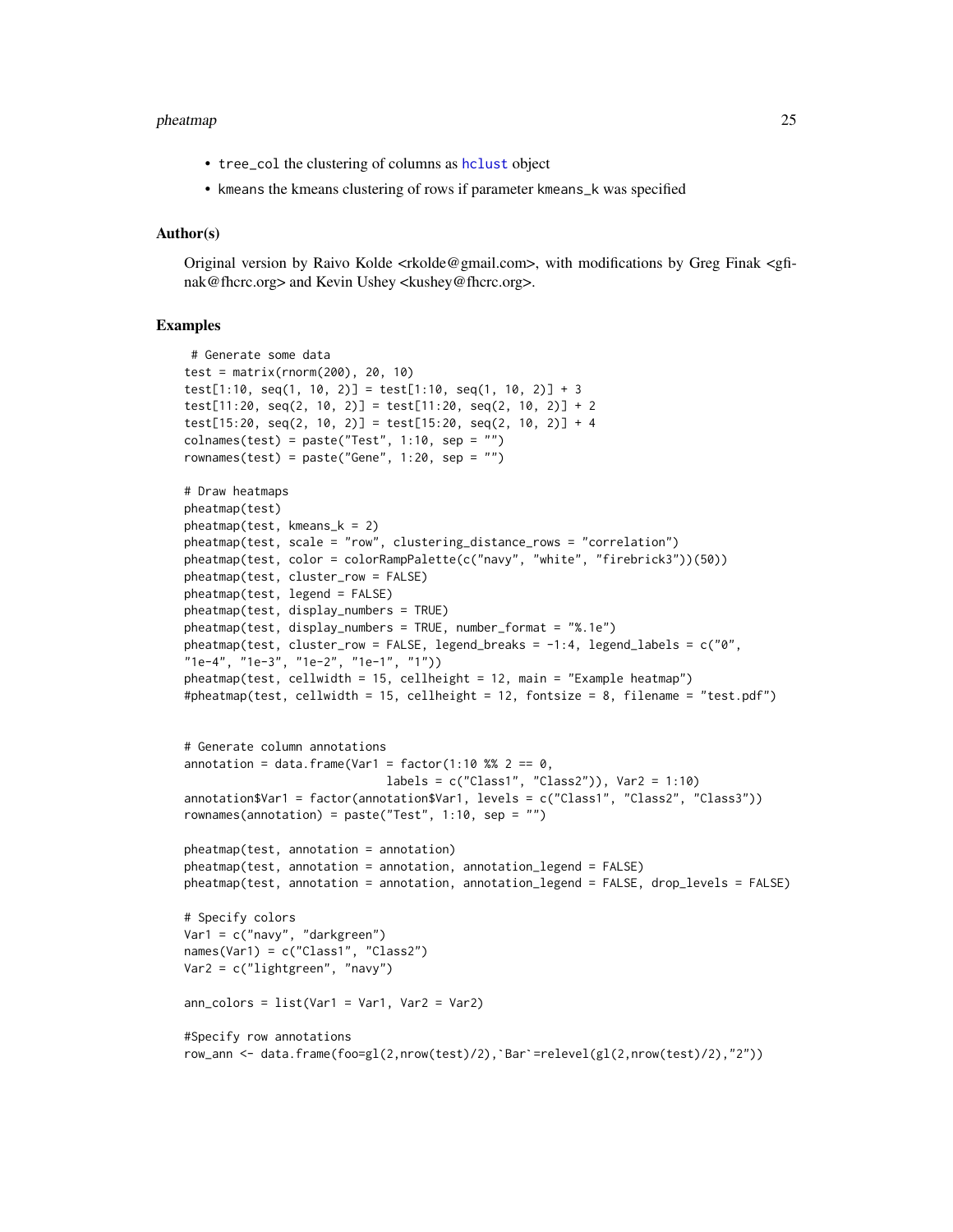- `tree_col` the clustering of columns as `hclust` object
- `kmeans` the kmeans clustering of rows if parameter `kmeans_k` was specified

### Author(s)

Original version by Raivo Kolde <rkolde@gmail.com>, with modifications by Greg Finak <gfinak@fhcrc.org> and Kevin Ushey <kushey@fhcrc.org>.

### Examples

```
 # Generate some data
test = matrix(rnorm(200), 20, 10)
test[1:10, seq(1, 10, 2)] = test[1:10, seq(1, 10, 2)] + 3
test[11:20, seq(2, 10, 2)] = test[11:20, seq(2, 10, 2)] + 2
test[15:20, seq(2, 10, 2)] = test[15:20, seq(2, 10, 2)] + 4
colnames(test) = paste("Test", 1:10, sep = "")
rownames(test) = paste("Gene", 1:20, sep = "")

# Draw heatmaps
pheatmap(test)
pheatmap(test, kmeans_k = 2)
pheatmap(test, scale = "row", clustering_distance_rows = "correlation")
pheatmap(test, color = colorRampPalette(c("navy", "white", "firebrick3"))(50))
pheatmap(test, cluster_row = FALSE)
pheatmap(test, legend = FALSE)
pheatmap(test, display_numbers = TRUE)
pheatmap(test, display_numbers = TRUE, number_format = "%.1e")
pheatmap(test, cluster_row = FALSE, legend_breaks = -1:4, legend_labels = c("0",
"1e-4", "1e-3", "1e-2", "1e-1", "1"))
pheatmap(test, cellwidth = 15, cellheight = 12, main = "Example heatmap")
#pheatmap(test, cellwidth = 15, cellheight = 12, fontsize = 8, filename = "test.pdf")


# Generate column annotations
annotation = data.frame(Var1 = factor(1:10 %% 2 == 0,
                        labels = c("Class1", "Class2")), Var2 = 1:10)
annotation$Var1 = factor(annotation$Var1, levels = c("Class1", "Class2", "Class3"))
rownames(annotation) = paste("Test", 1:10, sep = "")

pheatmap(test, annotation = annotation)
pheatmap(test, annotation = annotation, annotation_legend = FALSE)
pheatmap(test, annotation = annotation, annotation_legend = FALSE, drop_levels = FALSE)

# Specify colors
Var1 = c("navy", "darkgreen")
names(Var1) = c("Class1", "Class2")
Var2 = c("lightgreen", "navy")

ann_colors = list(Var1 = Var1, Var2 = Var2)

#Specify row annotations
row_ann <- data.frame(foo=gl(2,nrow(test)/2),`Bar`=relevel(gl(2,nrow(test)/2),"2"))
```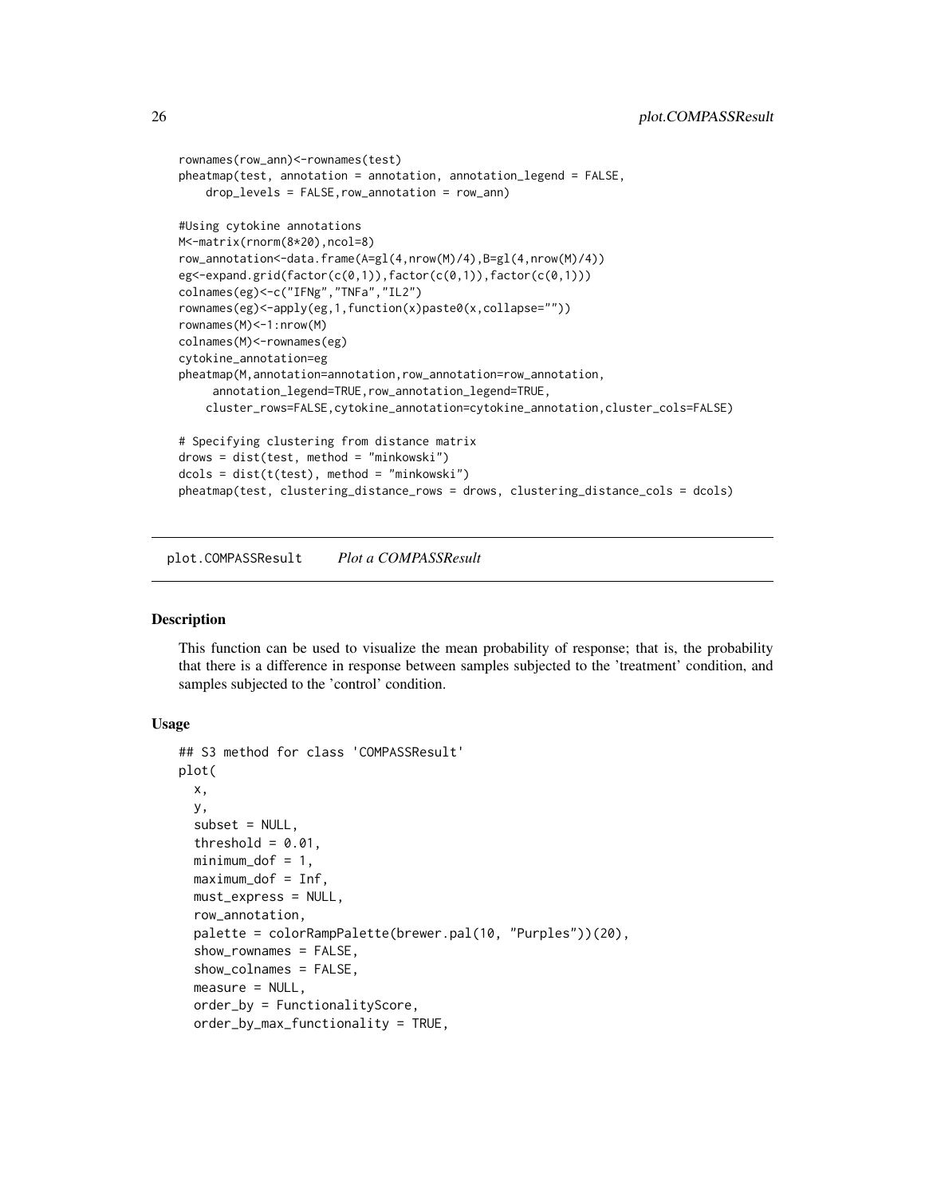```
rownames(row_ann)<-rownames(test)
pheatmap(test, annotation = annotation, annotation_legend = FALSE,
    drop_levels = FALSE,row_annotation = row_ann)

#Using cytokine annotations
M<-matrix(rnorm(8*20),ncol=8)
row_annotation<-data.frame(A=gl(4,nrow(M)/4),B=gl(4,nrow(M)/4))
eg<-expand.grid(factor(c(0,1)),factor(c(0,1)),factor(c(0,1)))
colnames(eg)<-c("IFNg","TNFa","IL2")
rownames(eg)<-apply(eg,1,function(x)paste0(x,collapse=""))
rownames(M)<-1:nrow(M)
colnames(M)<-rownames(eg)
cytokine_annotation=eg
pheatmap(M,annotation=annotation,row_annotation=row_annotation,
     annotation_legend=TRUE,row_annotation_legend=TRUE,
    cluster_rows=FALSE,cytokine_annotation=cytokine_annotation,cluster_cols=FALSE)

# Specifying clustering from distance matrix
drows = dist(test, method = "minkowski")
dcols = dist(t(test), method = "minkowski")
pheatmap(test, clustering_distance_rows = drows, clustering_distance_cols = dcols)
```

---

## plot.COMPASSResult    *Plot a COMPASSResult*

---

### Description

This function can be used to visualize the mean probability of response; that is, the probability that there is a difference in response between samples subjected to the 'treatment' condition, and samples subjected to the 'control' condition.

### Usage

```
## S3 method for class 'COMPASSResult'
plot(
  x,
  y,
  subset = NULL,
  threshold = 0.01,
  minimum_dof = 1,
  maximum_dof = Inf,
  must_express = NULL,
  row_annotation,
  palette = colorRampPalette(brewer.pal(10, "Purples"))(20),
  show_rownames = FALSE,
  show_colnames = FALSE,
  measure = NULL,
  order_by = FunctionalityScore,
  order_by_max_functionality = TRUE,
```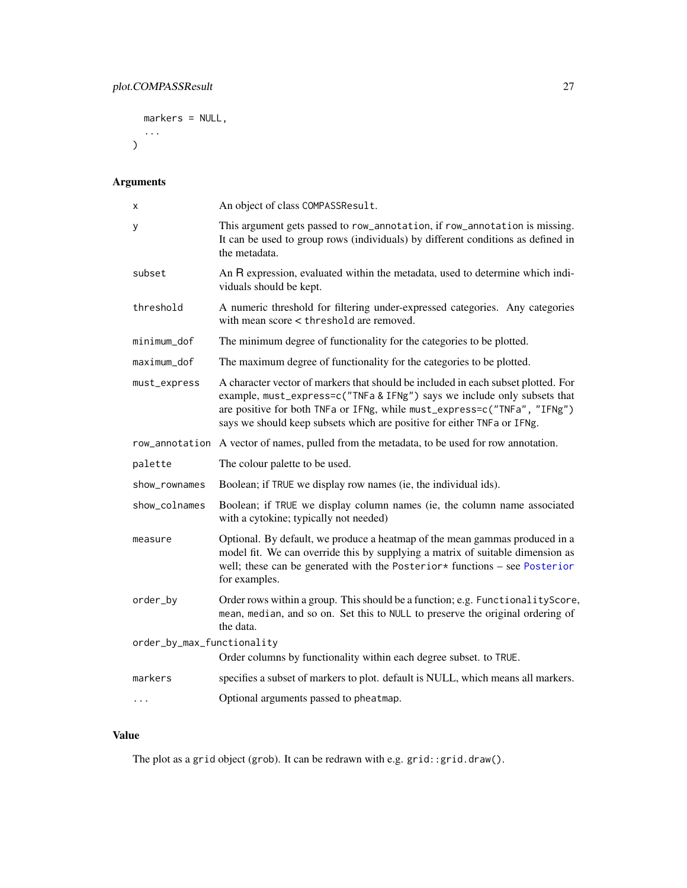```
  markers = NULL,
  ...
)
```

## Arguments

| Argument | Description |
| --- | --- |
| x | An object of class COMPASSResult. |
| y | This argument gets passed to row_annotation, if row_annotation is missing. It can be used to group rows (individuals) by different conditions as defined in the metadata. |
| subset | An R expression, evaluated within the metadata, used to determine which individuals should be kept. |
| threshold | A numeric threshold for filtering under-expressed categories. Any categories with mean score < threshold are removed. |
| minimum_dof | The minimum degree of functionality for the categories to be plotted. |
| maximum_dof | The maximum degree of functionality for the categories to be plotted. |
| must_express | A character vector of markers that should be included in each subset plotted. For example, must_express=c("TNFa & IFNg") says we include only subsets that are positive for both TNFa or IFNg, while must_express=c("TNFa", "IFNg") says we should keep subsets which are positive for either TNFa or IFNg. |
| row_annotation | A vector of names, pulled from the metadata, to be used for row annotation. |
| palette | The colour palette to be used. |
| show_rownames | Boolean; if TRUE we display row names (ie, the individual ids). |
| show_colnames | Boolean; if TRUE we display column names (ie, the column name associated with a cytokine; typically not needed) |
| measure | Optional. By default, we produce a heatmap of the mean gammas produced in a model fit. We can override this by supplying a matrix of suitable dimension as well; these can be generated with the Posterior* functions – see Posterior for examples. |
| order_by | Order rows within a group. This should be a function; e.g. FunctionalityScore, mean, median, and so on. Set this to NULL to preserve the original ordering of the data. |
| order_by_max_functionality | Order columns by functionality within each degree subset. to TRUE. |
| markers | specifies a subset of markers to plot. default is NULL, which means all markers. |
| ... | Optional arguments passed to pheatmap. |

## Value

The plot as a grid object (grob). It can be redrawn with e.g. grid::grid.draw().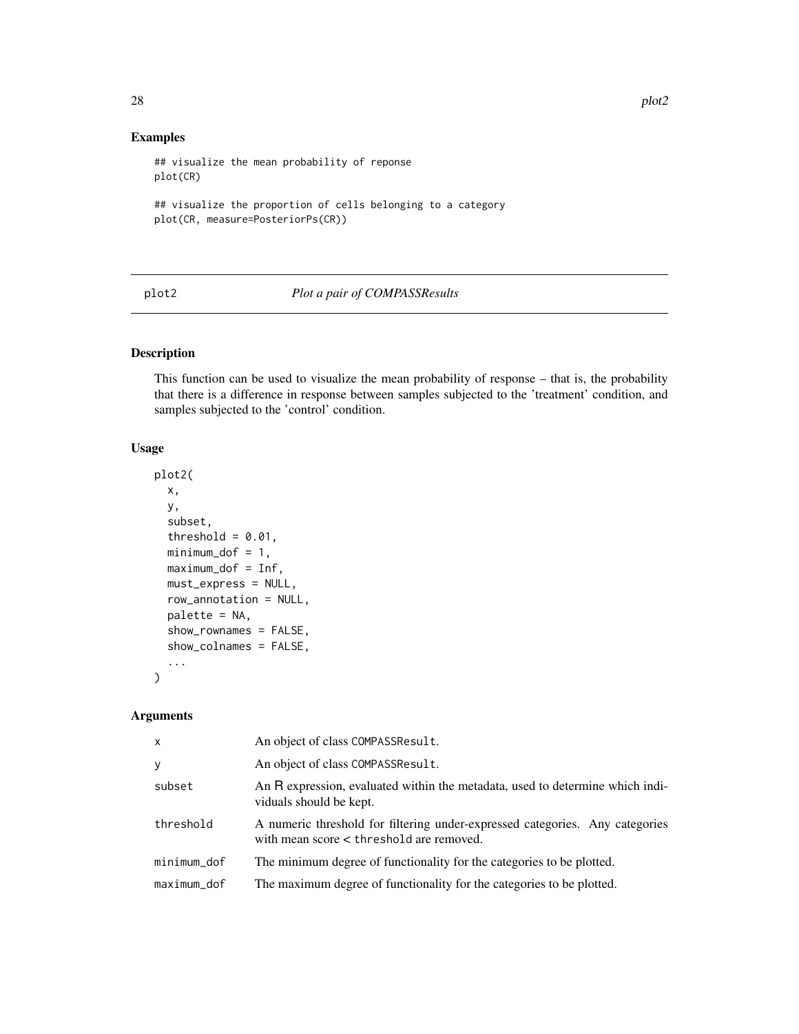## Examples

```
## visualize the mean probability of reponse
plot(CR)

## visualize the proportion of cells belonging to a category
plot(CR, measure=PosteriorPs(CR))
```

---

## plot2 *Plot a pair of COMPASSResults*

---

### Description

This function can be used to visualize the mean probability of response – that is, the probability that there is a difference in response between samples subjected to the 'treatment' condition, and samples subjected to the 'control' condition.

### Usage

```
plot2(
  x,
  y,
  subset,
  threshold = 0.01,
  minimum_dof = 1,
  maximum_dof = Inf,
  must_express = NULL,
  row_annotation = NULL,
  palette = NA,
  show_rownames = FALSE,
  show_colnames = FALSE,
  ...
)
```

### Arguments

| | |
|---|---|
| x | An object of class `COMPASSResult`. |
| y | An object of class `COMPASSResult`. |
| subset | An R expression, evaluated within the metadata, used to determine which individuals should be kept. |
| threshold | A numeric threshold for filtering under-expressed categories. Any categories with mean score < `threshold` are removed. |
| minimum_dof | The minimum degree of functionality for the categories to be plotted. |
| maximum_dof | The maximum degree of functionality for the categories to be plotted. |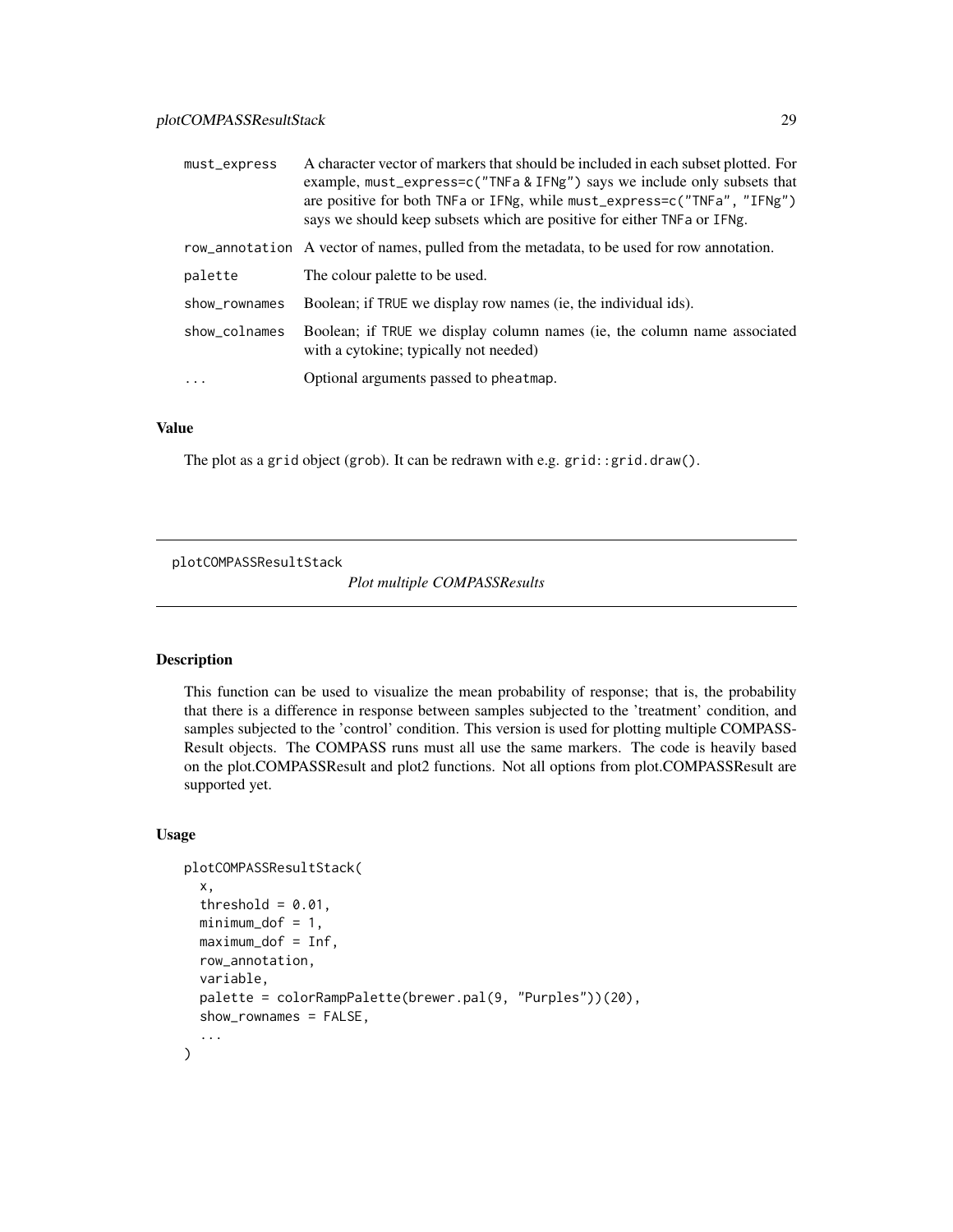| | |
|---|---|
| must_express | A character vector of markers that should be included in each subset plotted. For example, must_express=c("TNFa & IFNg") says we include only subsets that are positive for both TNFa or IFNg, while must_express=c("TNFa", "IFNg") says we should keep subsets which are positive for either TNFa or IFNg. |
| row_annotation | A vector of names, pulled from the metadata, to be used for row annotation. |
| palette | The colour palette to be used. |
| show_rownames | Boolean; if TRUE we display row names (ie, the individual ids). |
| show_colnames | Boolean; if TRUE we display column names (ie, the column name associated with a cytokine; typically not needed) |
| ... | Optional arguments passed to pheatmap. |

### Value

The plot as a grid object (grob). It can be redrawn with e.g. grid::grid.draw().

---

## plotCOMPASSResultStack

*Plot multiple COMPASSResults*

---

### Description

This function can be used to visualize the mean probability of response; that is, the probability that there is a difference in response between samples subjected to the 'treatment' condition, and samples subjected to the 'control' condition. This version is used for plotting multiple COMPASS-Result objects. The COMPASS runs must all use the same markers. The code is heavily based on the plot.COMPASSResult and plot2 functions. Not all options from plot.COMPASSResult are supported yet.

### Usage

```
plotCOMPASSResultStack(
  x,
  threshold = 0.01,
  minimum_dof = 1,
  maximum_dof = Inf,
  row_annotation,
  variable,
  palette = colorRampPalette(brewer.pal(9, "Purples"))(20),
  show_rownames = FALSE,
  ...
)
```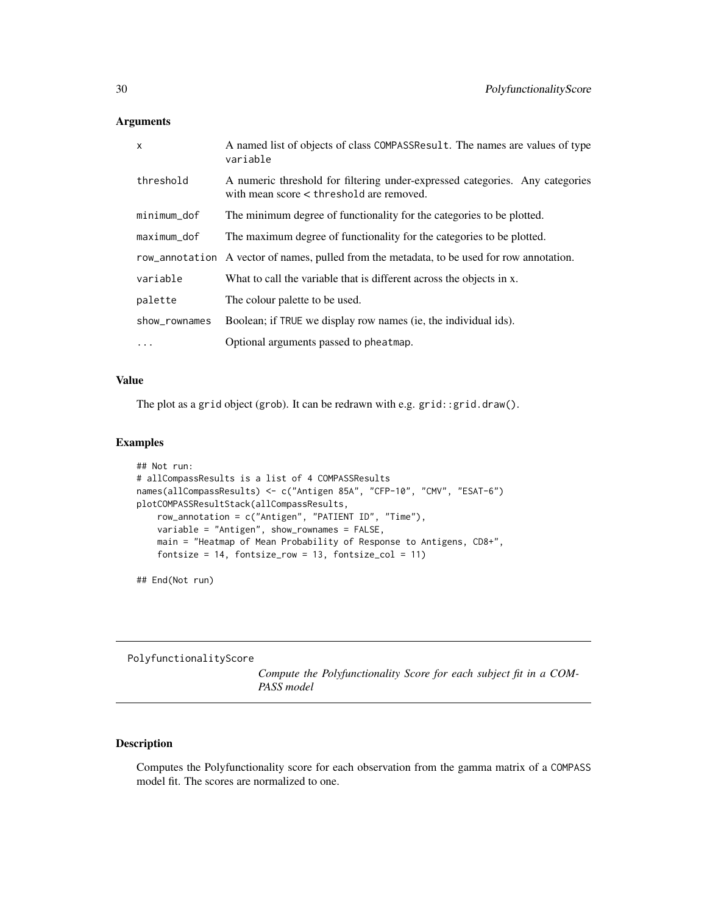### Arguments

| | |
|---|---|
| x | A named list of objects of class COMPASSResult. The names are values of type variable |
| threshold | A numeric threshold for filtering under-expressed categories. Any categories with mean score < threshold are removed. |
| minimum_dof | The minimum degree of functionality for the categories to be plotted. |
| maximum_dof | The maximum degree of functionality for the categories to be plotted. |
| row_annotation | A vector of names, pulled from the metadata, to be used for row annotation. |
| variable | What to call the variable that is different across the objects in x. |
| palette | The colour palette to be used. |
| show_rownames | Boolean; if TRUE we display row names (ie, the individual ids). |
| ... | Optional arguments passed to pheatmap. |

### Value

The plot as a grid object (grob). It can be redrawn with e.g. grid::grid.draw().

### Examples

```
## Not run:
# allCompassResults is a list of 4 COMPASSResults
names(allCompassResults) <- c("Antigen 85A", "CFP-10", "CMV", "ESAT-6")
plotCOMPASSResultStack(allCompassResults,
    row_annotation = c("Antigen", "PATIENT ID", "Time"),
    variable = "Antigen", show_rownames = FALSE,
    main = "Heatmap of Mean Probability of Response to Antigens, CD8+",
    fontsize = 14, fontsize_row = 13, fontsize_col = 11)

## End(Not run)
```

---

## PolyfunctionalityScore

*Compute the Polyfunctionality Score for each subject fit in a COMPASS model*

### Description

Computes the Polyfunctionality score for each observation from the gamma matrix of a COMPASS model fit. The scores are normalized to one.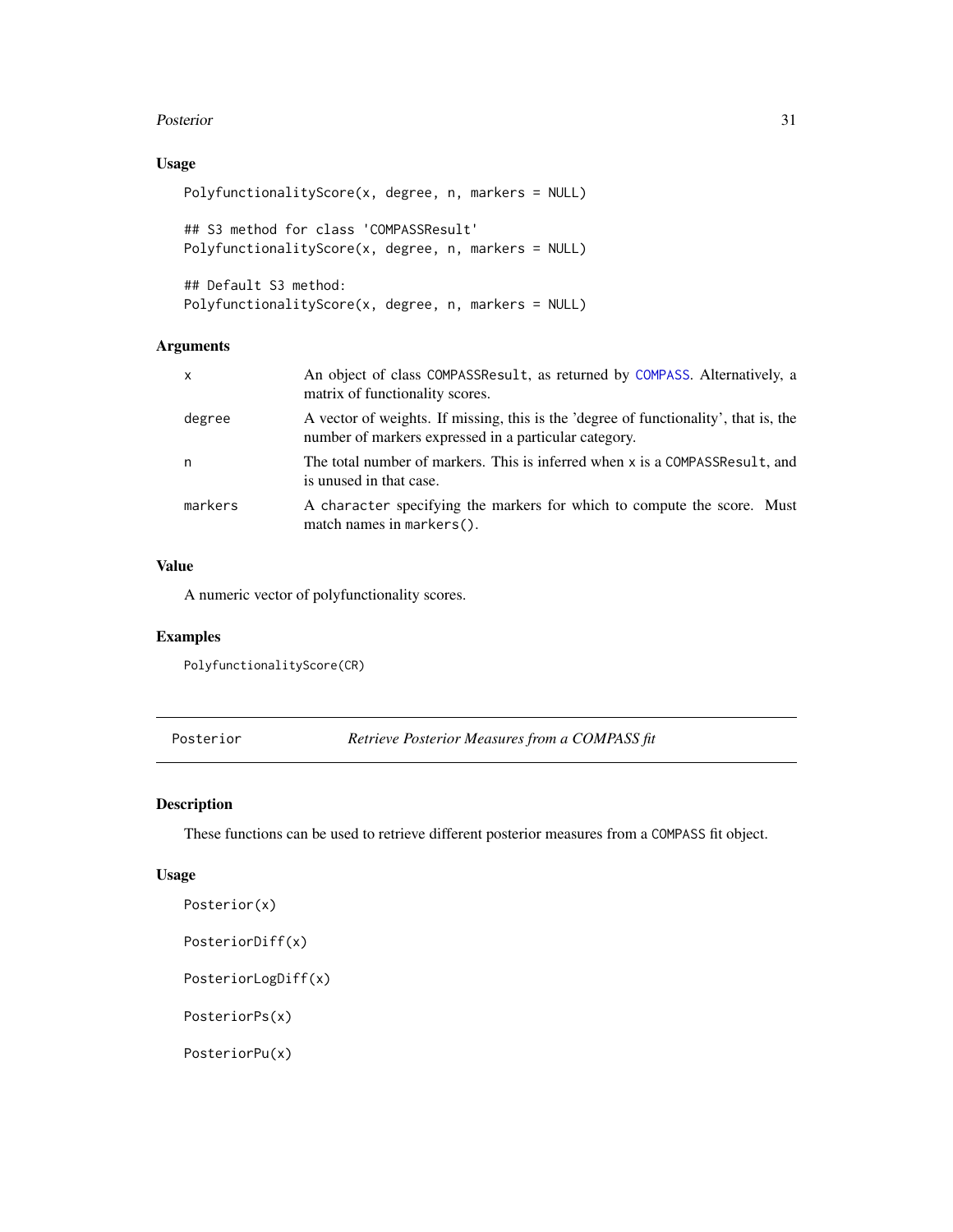### Usage

```
PolyfunctionalityScore(x, degree, n, markers = NULL)

## S3 method for class 'COMPASSResult'
PolyfunctionalityScore(x, degree, n, markers = NULL)

## Default S3 method:
PolyfunctionalityScore(x, degree, n, markers = NULL)
```

### Arguments

| | |
|---|---|
| x | An object of class `COMPASSResult`, as returned by `COMPASS`. Alternatively, a matrix of functionality scores. |
| degree | A vector of weights. If missing, this is the 'degree of functionality', that is, the number of markers expressed in a particular category. |
| n | The total number of markers. This is inferred when x is a `COMPASSResult`, and is unused in that case. |
| markers | A `character` specifying the markers for which to compute the score. Must match names in `markers()`. |

### Value

A numeric vector of polyfunctionality scores.

### Examples

```
PolyfunctionalityScore(CR)
```

---

## Posterior — *Retrieve Posterior Measures from a COMPASS fit*

### Description

These functions can be used to retrieve different posterior measures from a `COMPASS` fit object.

### Usage

```
Posterior(x)

PosteriorDiff(x)

PosteriorLogDiff(x)

PosteriorPs(x)

PosteriorPu(x)
```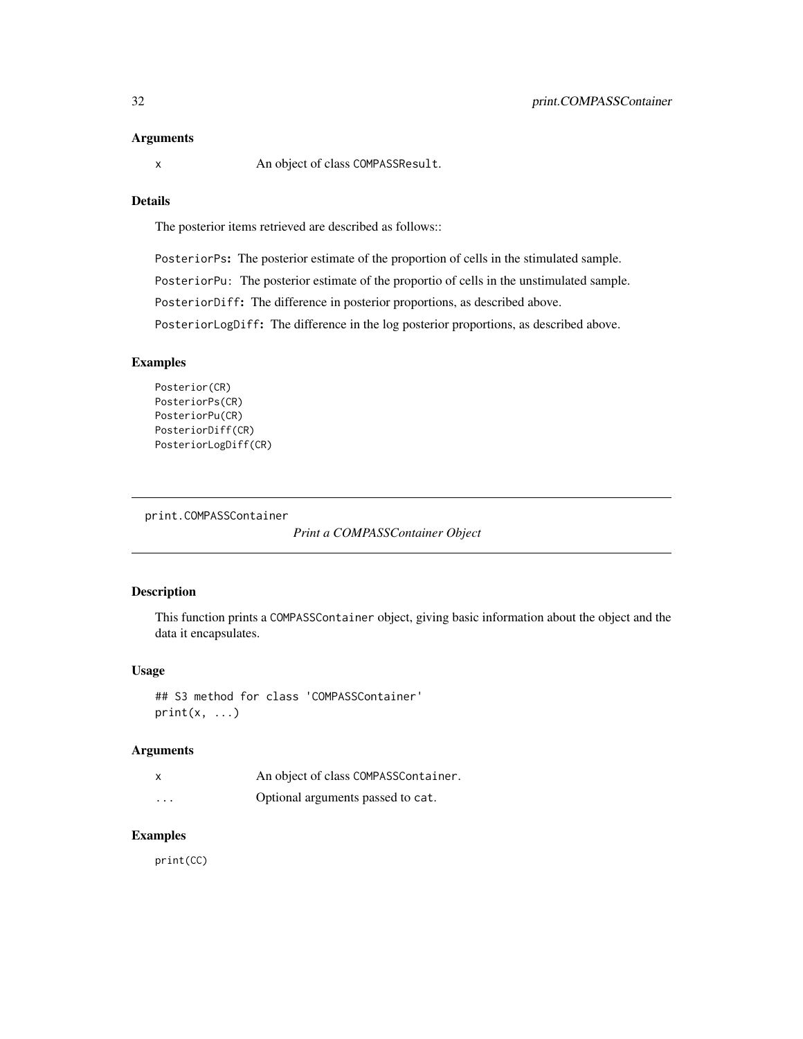### Arguments

| | |
|---|---|
| x | An object of class `COMPASSResult`. |

### Details

The posterior items retrieved are described as follows::

`PosteriorPs`**:** The posterior estimate of the proportion of cells in the stimulated sample.

`PosteriorPu`: The posterior estimate of the proportio of cells in the unstimulated sample.

`PosteriorDiff`**:** The difference in posterior proportions, as described above.

`PosteriorLogDiff`**:** The difference in the log posterior proportions, as described above.

### Examples

```
Posterior(CR)
PosteriorPs(CR)
PosteriorPu(CR)
PosteriorDiff(CR)
PosteriorLogDiff(CR)
```

---

## print.COMPASSContainer    *Print a COMPASSContainer Object*

---

### Description

This function prints a `COMPASSContainer` object, giving basic information about the object and the data it encapsulates.

### Usage

```
## S3 method for class 'COMPASSContainer'
print(x, ...)
```

### Arguments

| | |
|---|---|
| x | An object of class `COMPASSContainer`. |
| ... | Optional arguments passed to `cat`. |

### Examples

```
print(CC)
```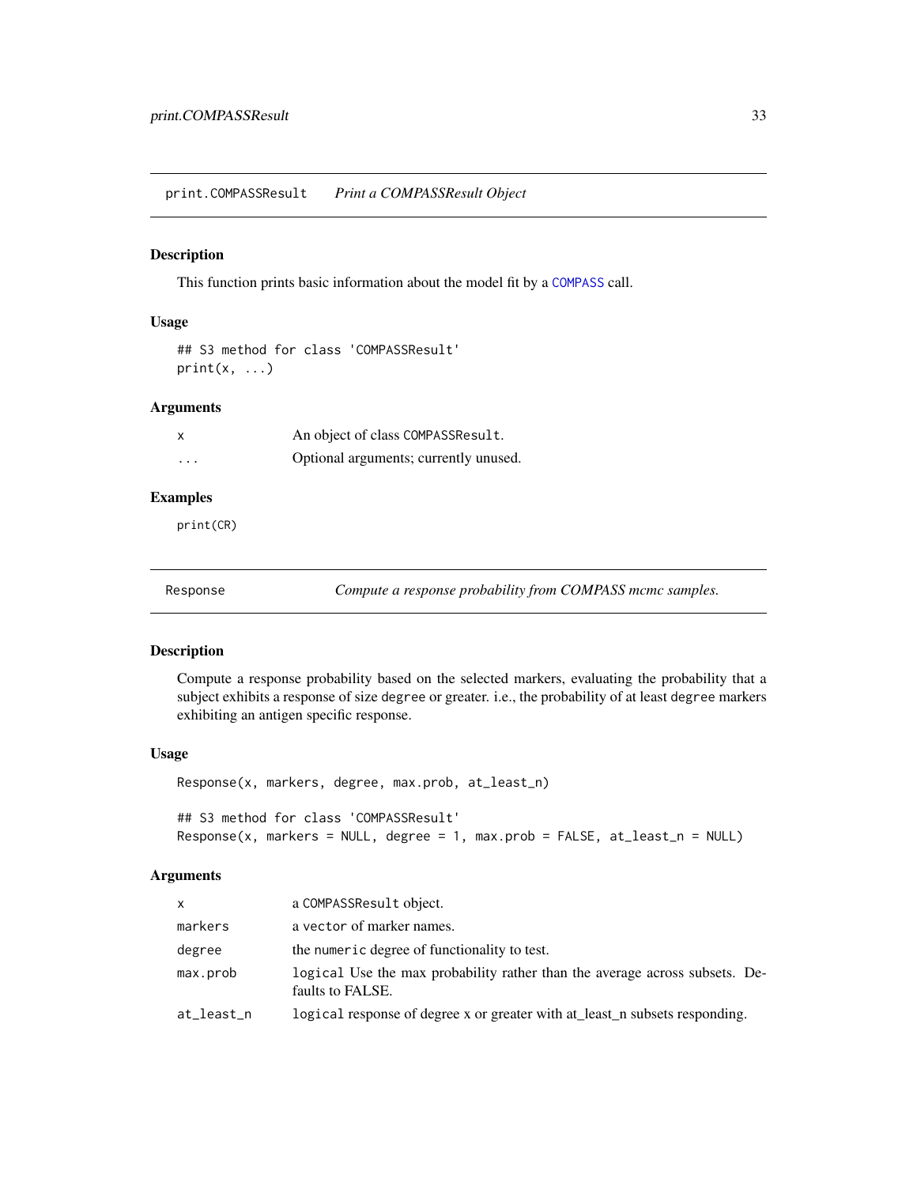## print.COMPASSResult — *Print a COMPASSResult Object*

### Description

This function prints basic information about the model fit by a `COMPASS` call.

### Usage

```
## S3 method for class 'COMPASSResult'
print(x, ...)
```

### Arguments

| | |
|---|---|
| `x` | An object of class `COMPASSResult`. |
| `...` | Optional arguments; currently unused. |

### Examples

```
print(CR)
```

## Response — *Compute a response probability from COMPASS mcmc samples.*

### Description

Compute a response probability based on the selected markers, evaluating the probability that a subject exhibits a response of size `degree` or greater. i.e., the probability of at least `degree` markers exhibiting an antigen specific response.

### Usage

```
Response(x, markers, degree, max.prob, at_least_n)

## S3 method for class 'COMPASSResult'
Response(x, markers = NULL, degree = 1, max.prob = FALSE, at_least_n = NULL)
```

### Arguments

| | |
|---|---|
| `x` | a `COMPASSResult` object. |
| `markers` | a `vector` of marker names. |
| `degree` | the `numeric` degree of functionality to test. |
| `max.prob` | `logical` Use the max probability rather than the average across subsets. Defaults to FALSE. |
| `at_least_n` | `logical` response of degree x or greater with at_least_n subsets responding. |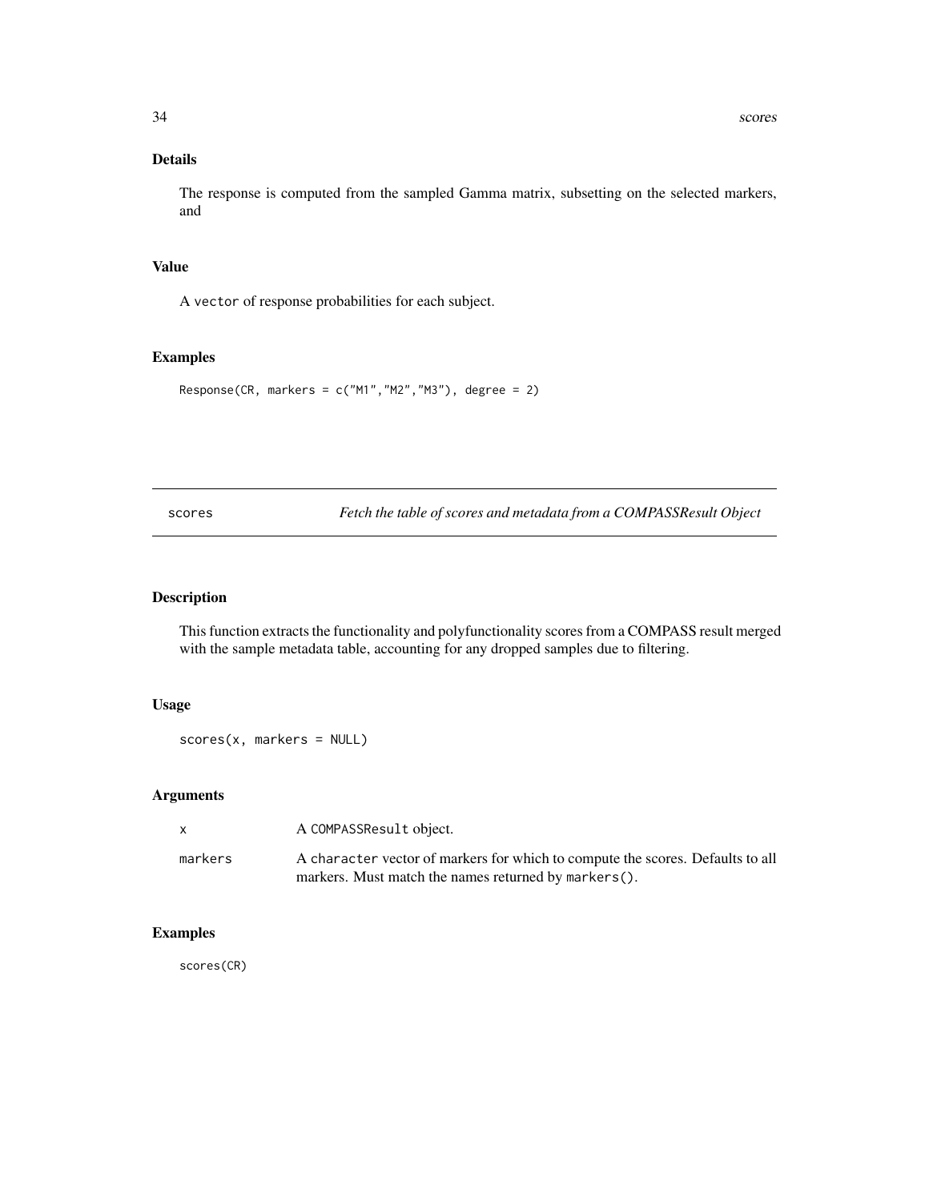## Details

The response is computed from the sampled Gamma matrix, subsetting on the selected markers, and

## Value

A vector of response probabilities for each subject.

## Examples

```
Response(CR, markers = c("M1","M2","M3"), degree = 2)
```

---

# scores — *Fetch the table of scores and metadata from a COMPASSResult Object*

---

## Description

This function extracts the functionality and polyfunctionality scores from a COMPASS result merged with the sample metadata table, accounting for any dropped samples due to filtering.

## Usage

```
scores(x, markers = NULL)
```

## Arguments

| | |
|---|---|
| x | A COMPASSResult object. |
| markers | A character vector of markers for which to compute the scores. Defaults to all markers. Must match the names returned by markers(). |

## Examples

```
scores(CR)
```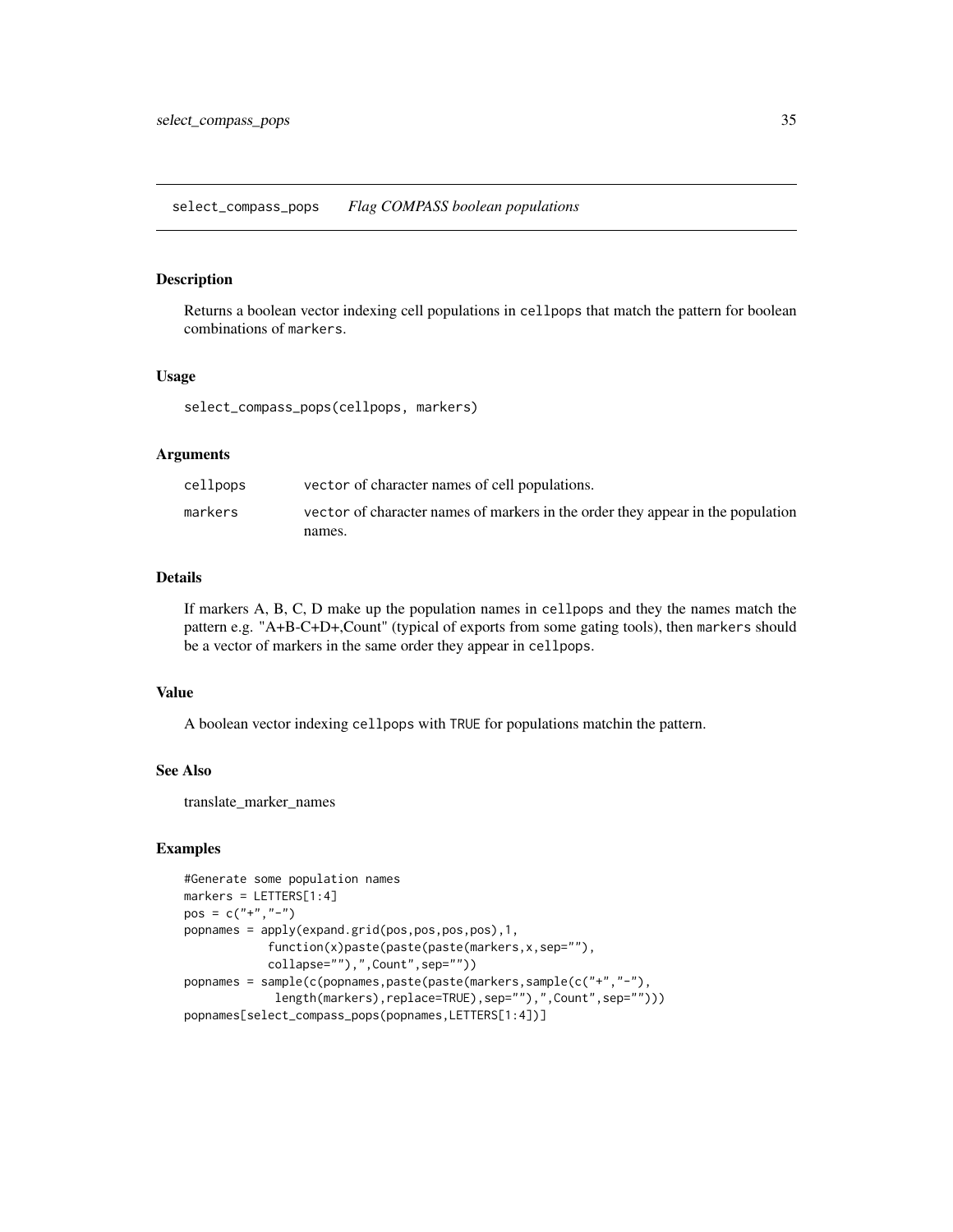## select_compass_pops    *Flag COMPASS boolean populations*

### Description

Returns a boolean vector indexing cell populations in `cellpops` that match the pattern for boolean combinations of `markers`.

### Usage

```
select_compass_pops(cellpops, markers)
```

### Arguments

| | |
|---|---|
| `cellpops` | `vector` of character names of cell populations. |
| `markers` | `vector` of character names of markers in the order they appear in the population names. |

### Details

If markers A, B, C, D make up the population names in `cellpops` and they the names match the pattern e.g. "A+B-C+D+,Count" (typical of exports from some gating tools), then `markers` should be a vector of markers in the same order they appear in `cellpops`.

### Value

A boolean vector indexing `cellpops` with `TRUE` for populations matchin the pattern.

### See Also

translate_marker_names

### Examples

```
#Generate some population names
markers = LETTERS[1:4]
pos = c("+","-")
popnames = apply(expand.grid(pos,pos,pos,pos),1,
           function(x)paste(paste(paste(markers,x,sep=""),
           collapse=""),",Count",sep=""))
popnames = sample(c(popnames,paste(paste(markers,sample(c("+","-"),
            length(markers),replace=TRUE),sep=""),",Count",sep="")))
popnames[select_compass_pops(popnames,LETTERS[1:4])]
```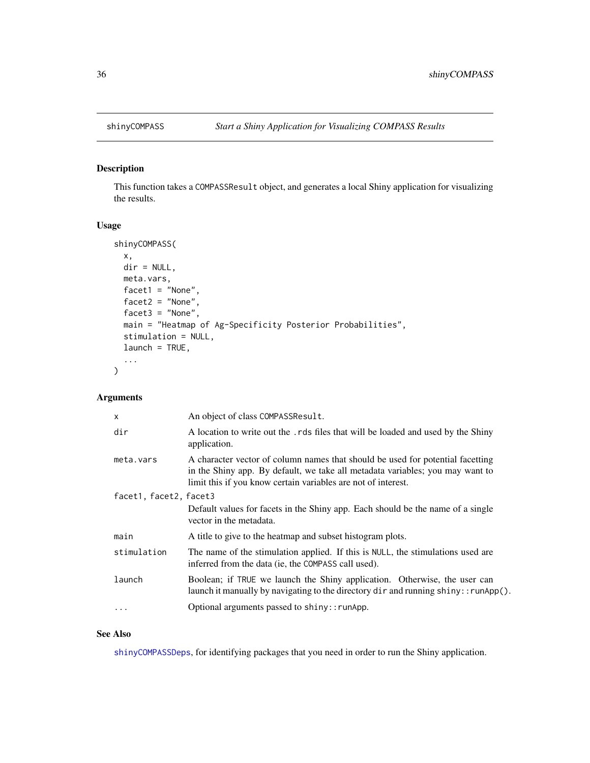## shinyCOMPASS — *Start a Shiny Application for Visualizing COMPASS Results*

### Description

This function takes a `COMPASSResult` object, and generates a local Shiny application for visualizing the results.

### Usage

```
shinyCOMPASS(
  x,
  dir = NULL,
  meta.vars,
  facet1 = "None",
  facet2 = "None",
  facet3 = "None",
  main = "Heatmap of Ag-Specificity Posterior Probabilities",
  stimulation = NULL,
  launch = TRUE,
  ...
)
```

### Arguments

| Argument | Description |
|---|---|
| `x` | An object of class `COMPASSResult`. |
| `dir` | A location to write out the `.rds` files that will be loaded and used by the Shiny application. |
| `meta.vars` | A character vector of column names that should be used for potential facetting in the Shiny app. By default, we take all metadata variables; you may want to limit this if you know certain variables are not of interest. |
| `facet1, facet2, facet3` | Default values for facets in the Shiny app. Each should be the name of a single vector in the metadata. |
| `main` | A title to give to the heatmap and subset histogram plots. |
| `stimulation` | The name of the stimulation applied. If this is `NULL`, the stimulations used are inferred from the data (ie, the `COMPASS` call used). |
| `launch` | Boolean; if `TRUE` we launch the Shiny application. Otherwise, the user can launch it manually by navigating to the directory `dir` and running `shiny::runApp()`. |
| `...` | Optional arguments passed to `shiny::runApp`. |

### See Also

`shinyCOMPASSDeps`, for identifying packages that you need in order to run the Shiny application.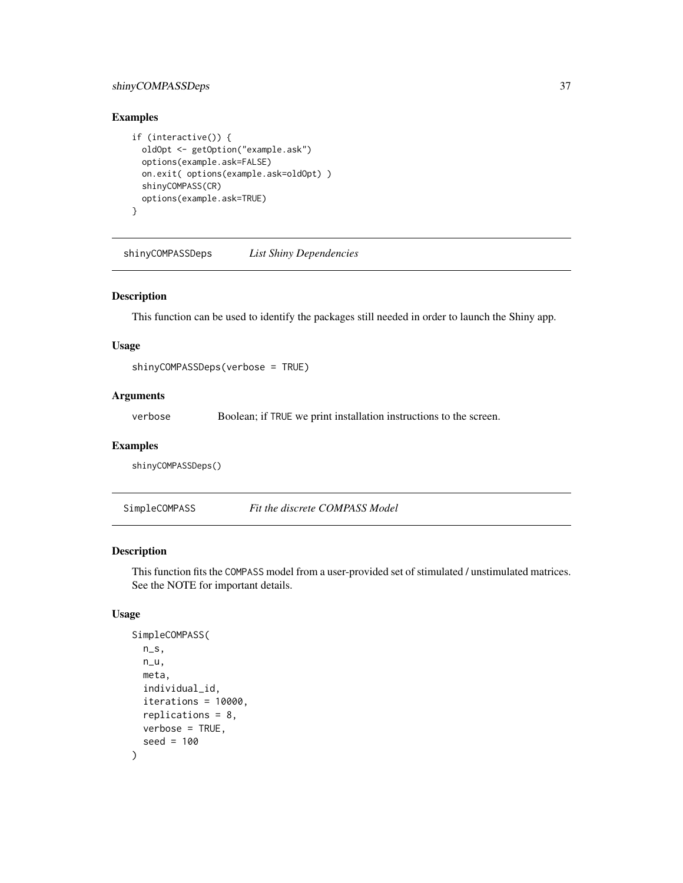## Examples

```
if (interactive()) {
  oldOpt <- getOption("example.ask")
  options(example.ask=FALSE)
  on.exit( options(example.ask=oldOpt) )
  shinyCOMPASS(CR)
  options(example.ask=TRUE)
}
```

---

# shinyCOMPASSDeps *List Shiny Dependencies*

---

## Description

This function can be used to identify the packages still needed in order to launch the Shiny app.

## Usage

```
shinyCOMPASSDeps(verbose = TRUE)
```

## Arguments

| | |
|---|---|
| verbose | Boolean; if TRUE we print installation instructions to the screen. |

## Examples

```
shinyCOMPASSDeps()
```

---

# SimpleCOMPASS *Fit the discrete COMPASS Model*

---

## Description

This function fits the COMPASS model from a user-provided set of stimulated / unstimulated matrices. See the NOTE for important details.

## Usage

```
SimpleCOMPASS(
  n_s,
  n_u,
  meta,
  individual_id,
  iterations = 10000,
  replications = 8,
  verbose = TRUE,
  seed = 100
)
```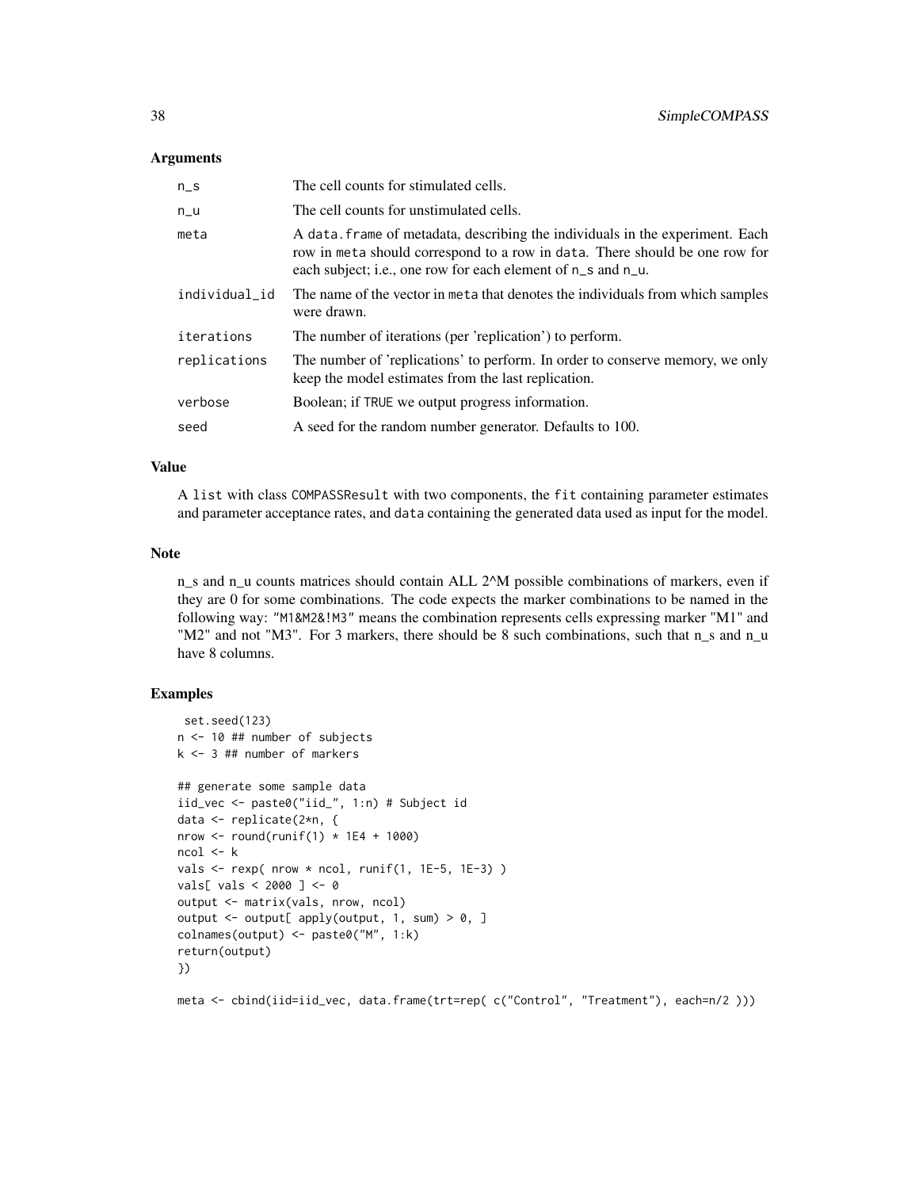## Arguments

| | |
|---|---|
| n_s | The cell counts for stimulated cells. |
| n_u | The cell counts for unstimulated cells. |
| meta | A data.frame of metadata, describing the individuals in the experiment. Each row in meta should correspond to a row in data. There should be one row for each subject; i.e., one row for each element of n_s and n_u. |
| individual_id | The name of the vector in meta that denotes the individuals from which samples were drawn. |
| iterations | The number of iterations (per 'replication') to perform. |
| replications | The number of 'replications' to perform. In order to conserve memory, we only keep the model estimates from the last replication. |
| verbose | Boolean; if TRUE we output progress information. |
| seed | A seed for the random number generator. Defaults to 100. |

## Value

A list with class COMPASSResult with two components, the fit containing parameter estimates and parameter acceptance rates, and data containing the generated data used as input for the model.

## Note

n_s and n_u counts matrices should contain ALL 2^M possible combinations of markers, even if they are 0 for some combinations. The code expects the marker combinations to be named in the following way: "M1&M2&!M3" means the combination represents cells expressing marker "M1" and "M2" and not "M3". For 3 markers, there should be 8 such combinations, such that n_s and n_u have 8 columns.

## Examples

```
 set.seed(123)
n <- 10 ## number of subjects
k <- 3 ## number of markers

## generate some sample data
iid_vec <- paste0("iid_", 1:n) # Subject id
data <- replicate(2*n, {
nrow <- round(runif(1) * 1E4 + 1000)
ncol <- k
vals <- rexp( nrow * ncol, runif(1, 1E-5, 1E-3) )
vals[ vals < 2000 ] <- 0
output <- matrix(vals, nrow, ncol)
output <- output[ apply(output, 1, sum) > 0, ]
colnames(output) <- paste0("M", 1:k)
return(output)
})

meta <- cbind(iid=iid_vec, data.frame(trt=rep( c("Control", "Treatment"), each=n/2 )))
```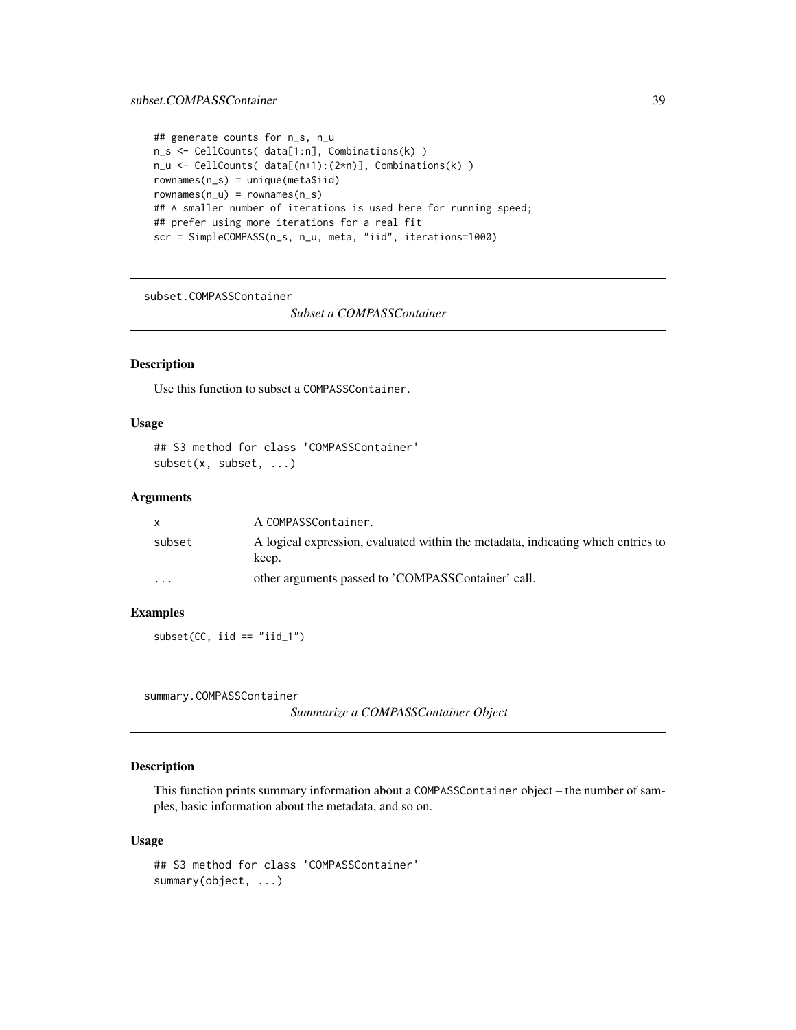```
## generate counts for n_s, n_u
n_s <- CellCounts( data[1:n], Combinations(k) )
n_u <- CellCounts( data[(n+1):(2*n)], Combinations(k) )
rownames(n_s) = unique(meta$iid)
rownames(n_u) = rownames(n_s)
## A smaller number of iterations is used here for running speed;
## prefer using more iterations for a real fit
scr = SimpleCOMPASS(n_s, n_u, meta, "iid", iterations=1000)
```

## subset.COMPASSContainer

*Subset a COMPASSContainer*

### Description

Use this function to subset a COMPASSContainer.

### Usage

```
## S3 method for class 'COMPASSContainer'
subset(x, subset, ...)
```

### Arguments

| | |
|---|---|
| x | A COMPASSContainer. |
| subset | A logical expression, evaluated within the metadata, indicating which entries to keep. |
| ... | other arguments passed to 'COMPASSContainer' call. |

### Examples

```
subset(CC, iid == "iid_1")
```

## summary.COMPASSContainer

*Summarize a COMPASSContainer Object*

### Description

This function prints summary information about a COMPASSContainer object – the number of samples, basic information about the metadata, and so on.

### Usage

```
## S3 method for class 'COMPASSContainer'
summary(object, ...)
```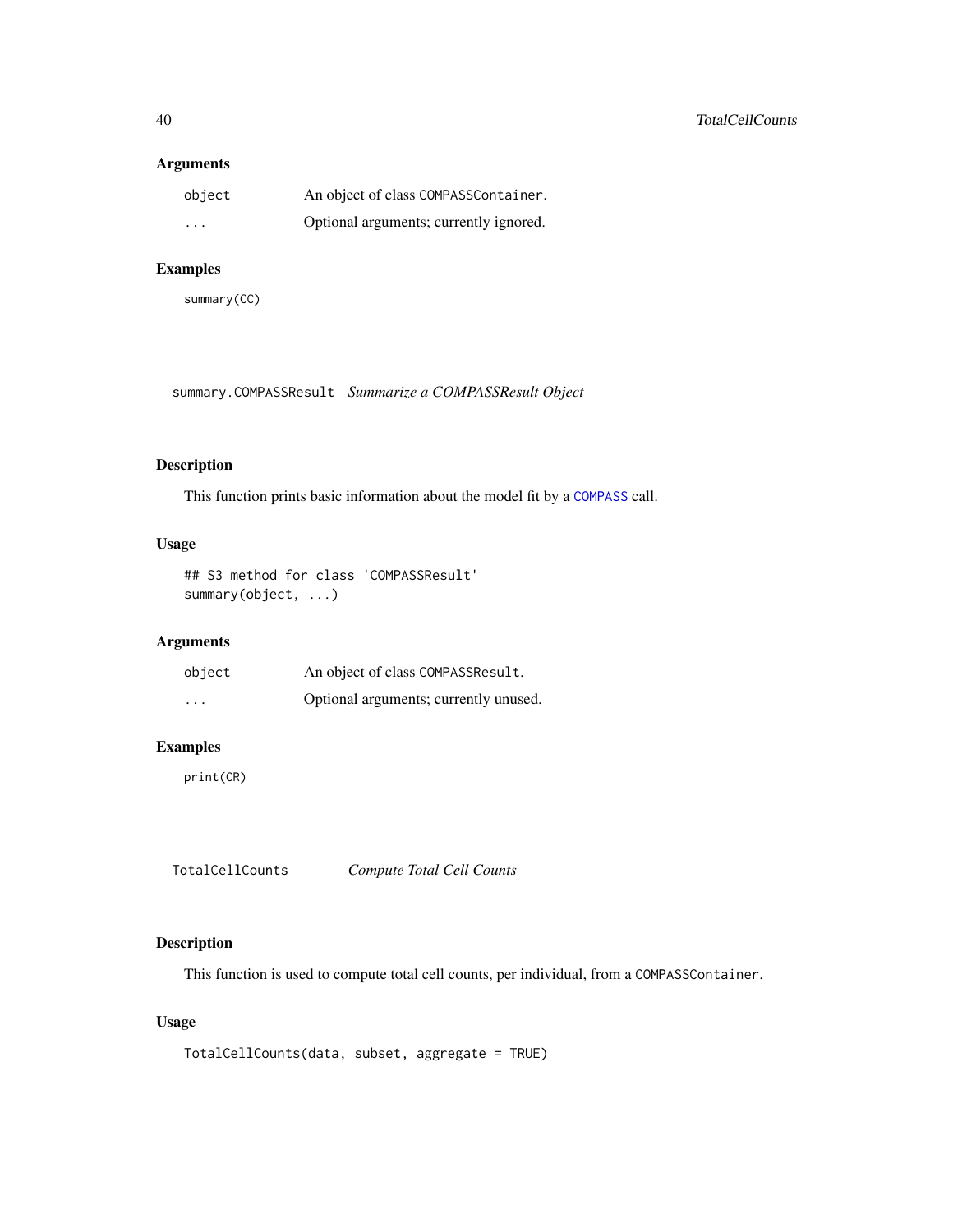### Arguments

| | |
|---|---|
| object | An object of class COMPASSContainer. |
| ... | Optional arguments; currently ignored. |

### Examples

```
summary(CC)
```

---

## summary.COMPASSResult *Summarize a COMPASSResult Object*

### Description

This function prints basic information about the model fit by a COMPASS call.

### Usage

```
## S3 method for class 'COMPASSResult'
summary(object, ...)
```

### Arguments

| | |
|---|---|
| object | An object of class COMPASSResult. |
| ... | Optional arguments; currently unused. |

### Examples

```
print(CR)
```

---

## TotalCellCounts *Compute Total Cell Counts*

### Description

This function is used to compute total cell counts, per individual, from a COMPASSContainer.

### Usage

```
TotalCellCounts(data, subset, aggregate = TRUE)
```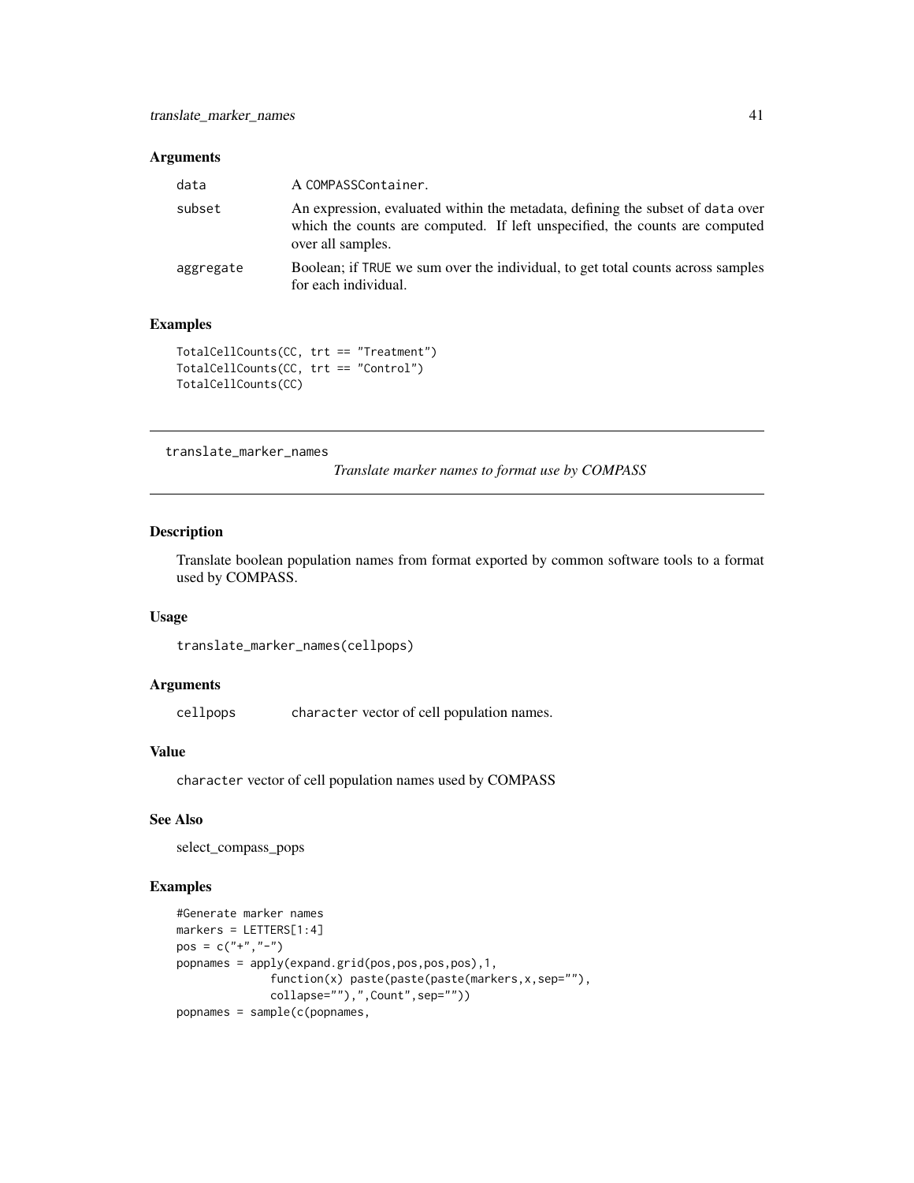## Arguments

| | |
|---|---|
| data | A COMPASSContainer. |
| subset | An expression, evaluated within the metadata, defining the subset of data over which the counts are computed. If left unspecified, the counts are computed over all samples. |
| aggregate | Boolean; if TRUE we sum over the individual, to get total counts across samples for each individual. |

## Examples

```
TotalCellCounts(CC, trt == "Treatment")
TotalCellCounts(CC, trt == "Control")
TotalCellCounts(CC)
```

---

# translate_marker_names

*Translate marker names to format use by COMPASS*

## Description

Translate boolean population names from format exported by common software tools to a format used by COMPASS.

## Usage

```
translate_marker_names(cellpops)
```

## Arguments

| | |
|---|---|
| cellpops | character vector of cell population names. |

## Value

character vector of cell population names used by COMPASS

## See Also

select_compass_pops

## Examples

```
#Generate marker names
markers = LETTERS[1:4]
pos = c("+","-")
popnames = apply(expand.grid(pos,pos,pos,pos),1,
             function(x) paste(paste(paste(markers,x,sep=""),
             collapse=""),",Count",sep=""))
popnames = sample(c(popnames,
```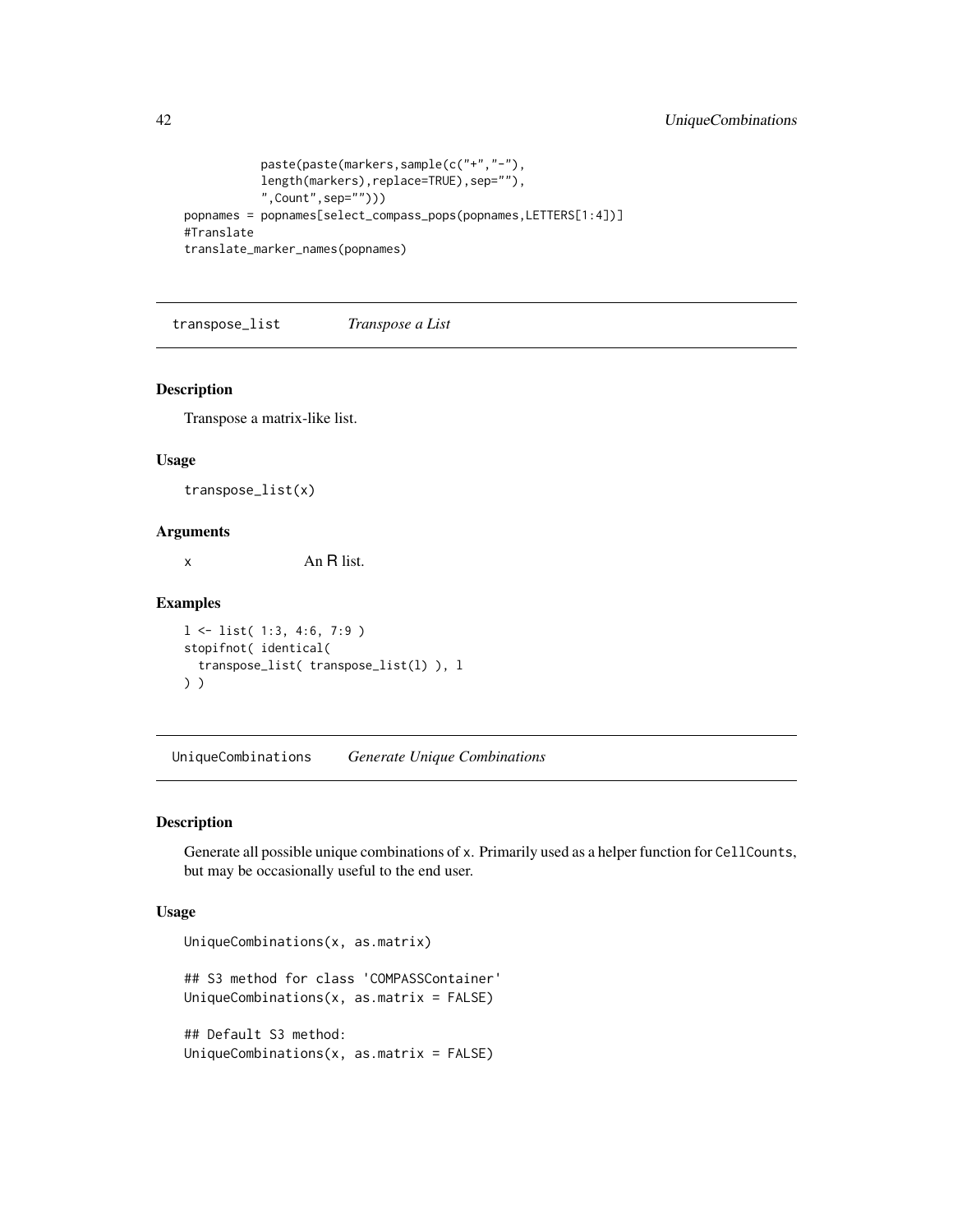```
            paste(paste(markers,sample(c("+","-"),
            length(markers),replace=TRUE),sep=""),
            ",Count",sep="")))
popnames = popnames[select_compass_pops(popnames,LETTERS[1:4])]
#Translate
translate_marker_names(popnames)
```

## transpose_list *Transpose a List*

### Description

Transpose a matrix-like list.

### Usage

```
transpose_list(x)
```

### Arguments

| | |
|---|---|
| x | An R list. |

### Examples

```
l <- list( 1:3, 4:6, 7:9 )
stopifnot( identical(
  transpose_list( transpose_list(l) ), l
) )
```

## UniqueCombinations *Generate Unique Combinations*

### Description

Generate all possible unique combinations of x. Primarily used as a helper function for CellCounts, but may be occasionally useful to the end user.

### Usage

```
UniqueCombinations(x, as.matrix)

## S3 method for class 'COMPASSContainer'
UniqueCombinations(x, as.matrix = FALSE)

## Default S3 method:
UniqueCombinations(x, as.matrix = FALSE)
```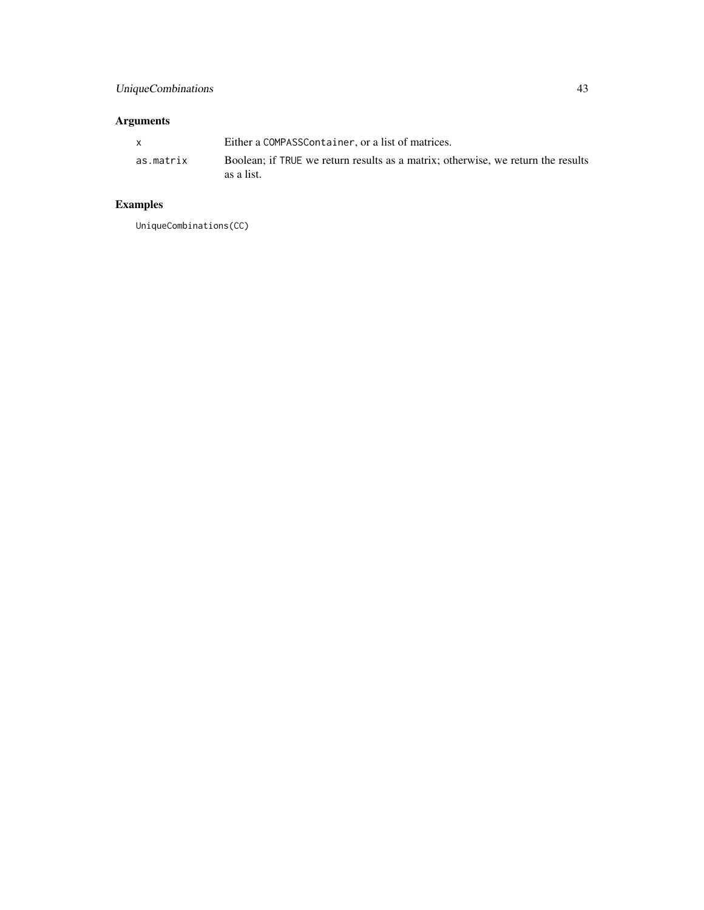## Arguments

| | |
|---|---|
| `x` | Either a `COMPASSContainer`, or a list of matrices. |
| `as.matrix` | Boolean; if `TRUE` we return results as a matrix; otherwise, we return the results as a list. |

## Examples

```
UniqueCombinations(CC)
```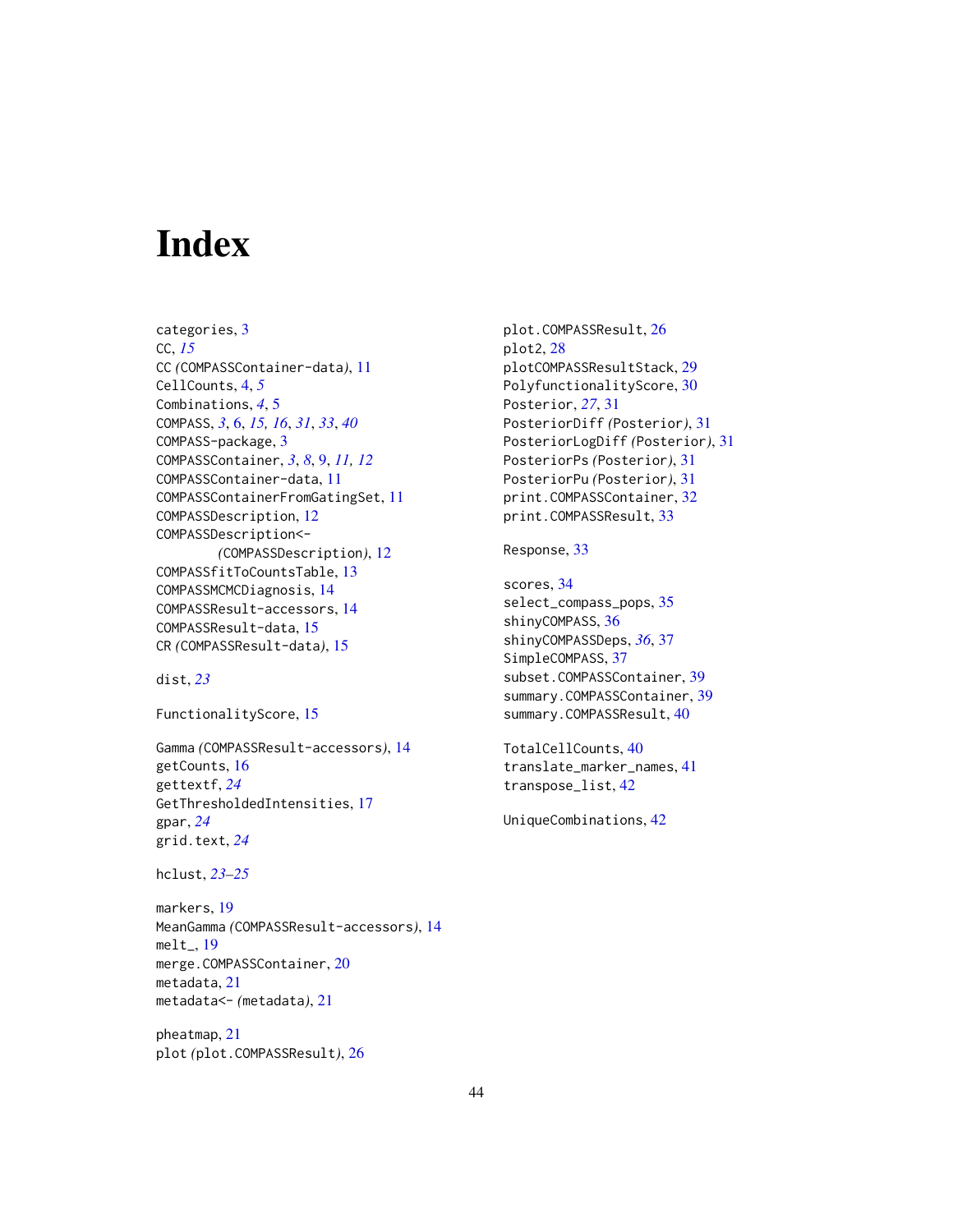# Index

categories, 3
CC, *15*
CC *(COMPASSContainer-data)*, 11
CellCounts, 4, *5*
Combinations, *4*, 5
COMPASS, *3*, 6, *15, 16*, *31*, *33*, *40*
COMPASS-package, 3
COMPASSContainer, *3*, *8*, 9, *11, 12*
COMPASSContainer-data, 11
COMPASSContainerFromGatingSet, 11
COMPASSDescription, 12
COMPASSDescription<-
        *(COMPASSDescription)*, 12
COMPASSfitToCountsTable, 13
COMPASSMCMCDiagnosis, 14
COMPASSResult-accessors, 14
COMPASSResult-data, 15
CR *(COMPASSResult-data)*, 15

dist, *23*

FunctionalityScore, 15

Gamma *(COMPASSResult-accessors)*, 14
getCounts, 16
gettextf, *24*
GetThresholdedIntensities, 17
gpar, *24*
grid.text, *24*

hclust, *23–25*

markers, 19
MeanGamma *(COMPASSResult-accessors)*, 14
melt_, 19
merge.COMPASSContainer, 20
metadata, 21
metadata<- *(metadata)*, 21

pheatmap, 21
plot *(plot.COMPASSResult)*, 26
plot.COMPASSResult, 26
plot2, 28
plotCOMPASSResultStack, 29
PolyfunctionalityScore, 30
Posterior, *27*, 31
PosteriorDiff *(Posterior)*, 31
PosteriorLogDiff *(Posterior)*, 31
PosteriorPs *(Posterior)*, 31
PosteriorPu *(Posterior)*, 31
print.COMPASSContainer, 32
print.COMPASSResult, 33

Response, 33

scores, 34
select_compass_pops, 35
shinyCOMPASS, 36
shinyCOMPASSDeps, *36*, 37
SimpleCOMPASS, 37
subset.COMPASSContainer, 39
summary.COMPASSContainer, 39
summary.COMPASSResult, 40

TotalCellCounts, 40
translate_marker_names, 41
transpose_list, 42

UniqueCombinations, 42